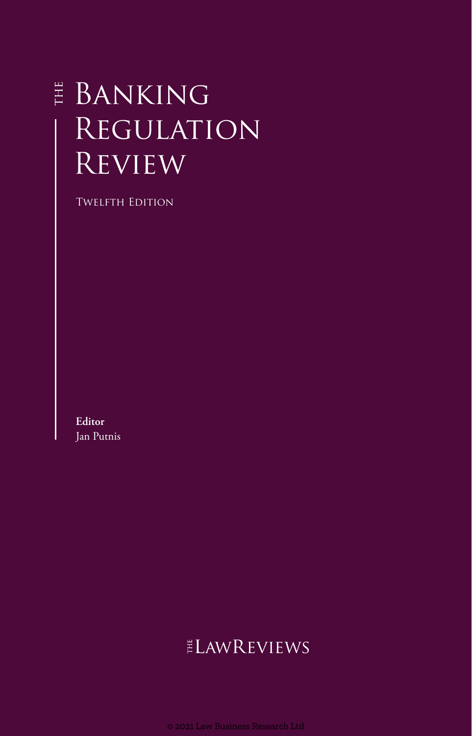# The Banking Regulation Review

Twelfth Edition

**Editor**
Jan Putnis

The LawReviews

© 2021 Law Business Research Ltd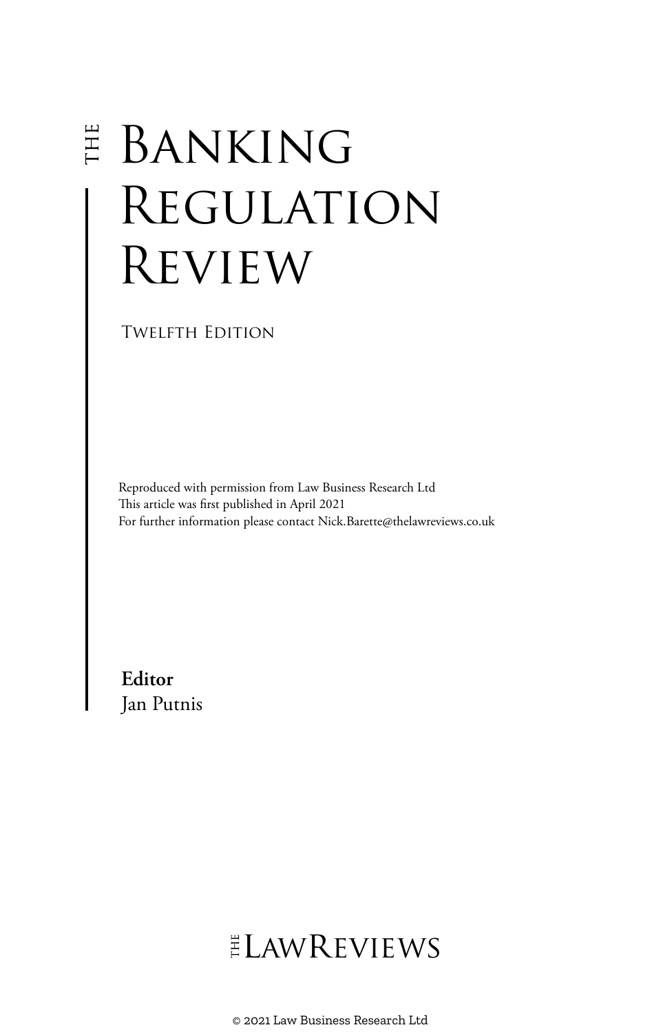# THE BANKING REGULATION REVIEW

Twelfth Edition

Reproduced with permission from Law Business Research Ltd
This article was first published in April 2021
For further information please contact Nick.Barette@thelawreviews.co.uk

**Editor**
Jan Putnis

THE LAWREVIEWS

© 2021 Law Business Research Ltd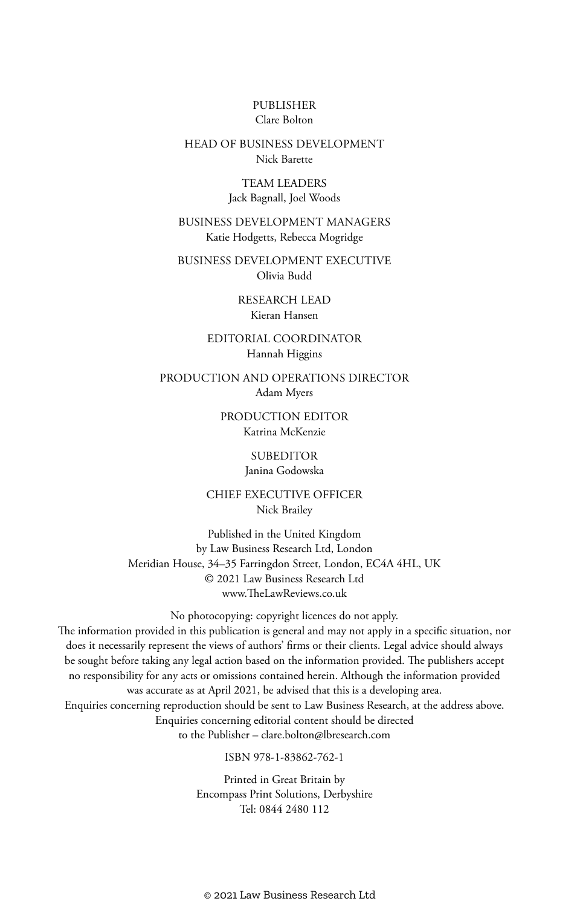PUBLISHER
Clare Bolton

HEAD OF BUSINESS DEVELOPMENT
Nick Barette

TEAM LEADERS
Jack Bagnall, Joel Woods

BUSINESS DEVELOPMENT MANAGERS
Katie Hodgetts, Rebecca Mogridge

BUSINESS DEVELOPMENT EXECUTIVE
Olivia Budd

RESEARCH LEAD
Kieran Hansen

EDITORIAL COORDINATOR
Hannah Higgins

PRODUCTION AND OPERATIONS DIRECTOR
Adam Myers

PRODUCTION EDITOR
Katrina McKenzie

SUBEDITOR
Janina Godowska

CHIEF EXECUTIVE OFFICER
Nick Brailey

Published in the United Kingdom
by Law Business Research Ltd, London
Meridian House, 34–35 Farringdon Street, London, EC4A 4HL, UK
© 2021 Law Business Research Ltd
www.TheLawReviews.co.uk

No photocopying: copyright licences do not apply.
The information provided in this publication is general and may not apply in a specific situation, nor does it necessarily represent the views of authors' firms or their clients. Legal advice should always be sought before taking any legal action based on the information provided. The publishers accept no responsibility for any acts or omissions contained herein. Although the information provided was accurate as at April 2021, be advised that this is a developing area.
Enquiries concerning reproduction should be sent to Law Business Research, at the address above.
Enquiries concerning editorial content should be directed
to the Publisher – clare.bolton@lbresearch.com

ISBN 978-1-83862-762-1

Printed in Great Britain by
Encompass Print Solutions, Derbyshire
Tel: 0844 2480 112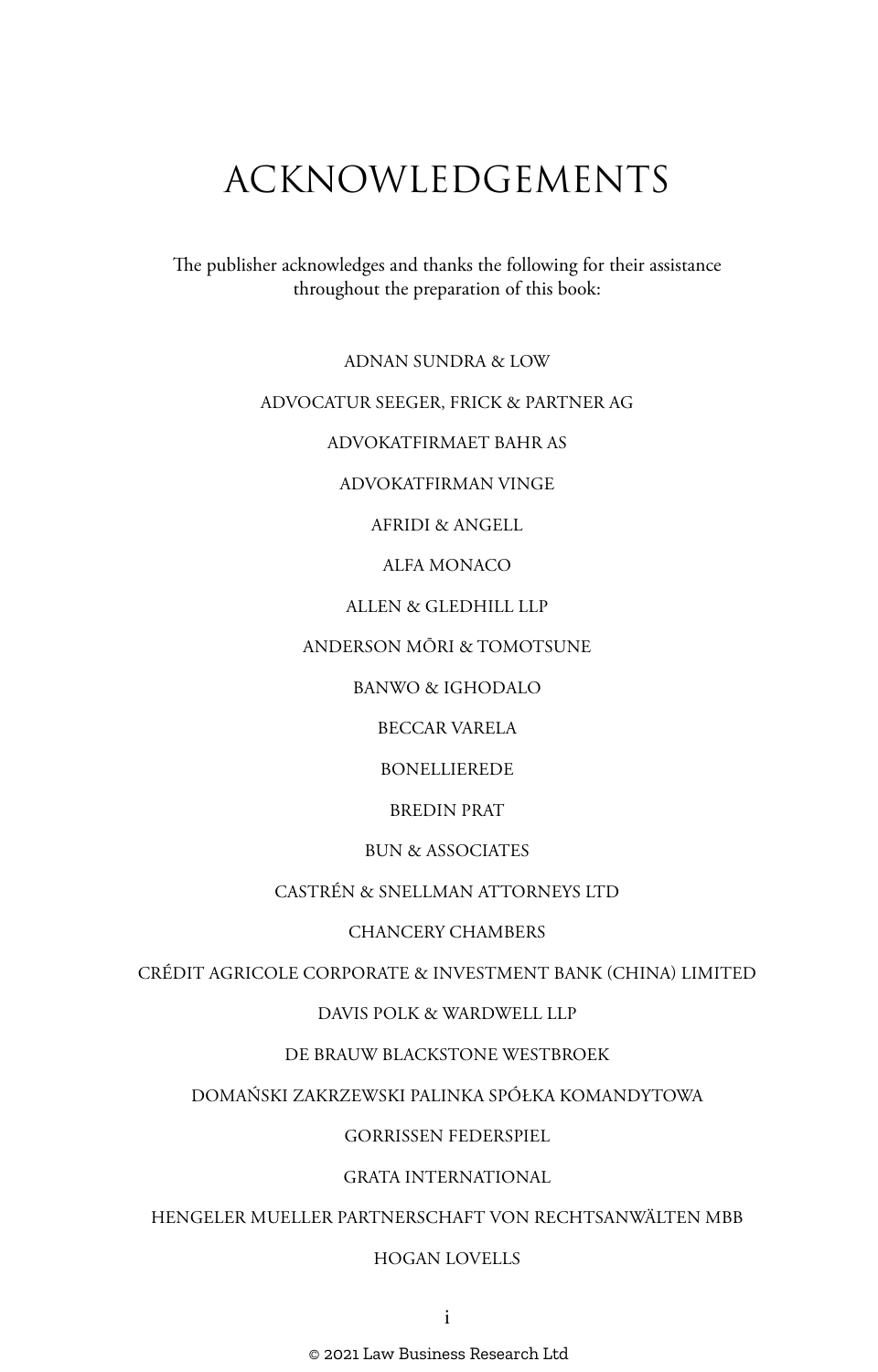# ACKNOWLEDGEMENTS

The publisher acknowledges and thanks the following for their assistance throughout the preparation of this book:

ADNAN SUNDRA & LOW

ADVOCATUR SEEGER, FRICK & PARTNER AG

ADVOKATFIRMAET BAHR AS

ADVOKATFIRMAN VINGE

AFRIDI & ANGELL

ALFA MONACO

ALLEN & GLEDHILL LLP

ANDERSON MŌRI & TOMOTSUNE

BANWO & IGHODALO

BECCAR VARELA

BONELLIEREDE

BREDIN PRAT

BUN & ASSOCIATES

CASTRÉN & SNELLMAN ATTORNEYS LTD

CHANCERY CHAMBERS

CRÉDIT AGRICOLE CORPORATE & INVESTMENT BANK (CHINA) LIMITED

DAVIS POLK & WARDWELL LLP

DE BRAUW BLACKSTONE WESTBROEK

DOMAŃSKI ZAKRZEWSKI PALINKA SPÓŁKA KOMANDYTOWA

GORRISSEN FEDERSPIEL

GRATA INTERNATIONAL

HENGELER MUELLER PARTNERSCHAFT VON RECHTSANWÄLTEN MBB

HOGAN LOVELLS

© 2021 Law Business Research Ltd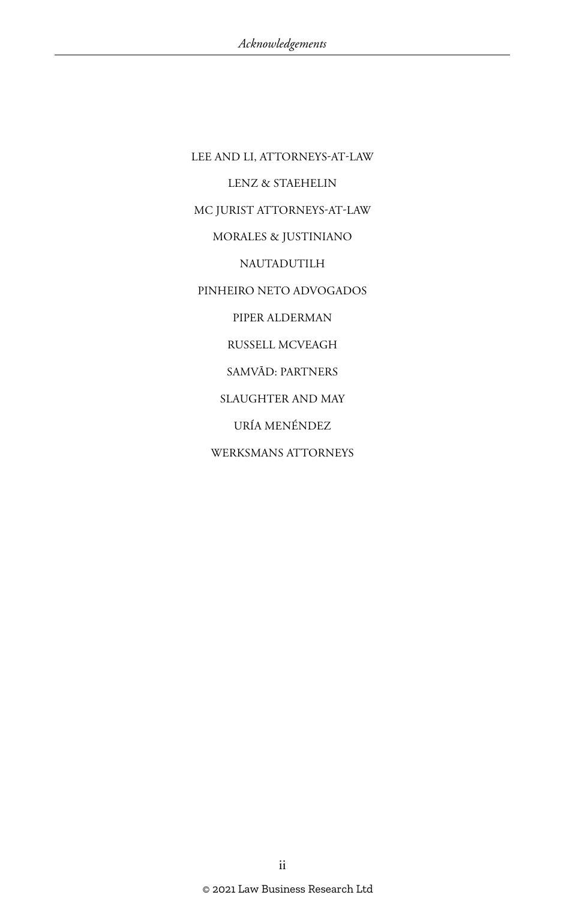LEE AND LI, ATTORNEYS-AT-LAW

LENZ & STAEHELIN

MC JURIST ATTORNEYS-AT-LAW

MORALES & JUSTINIANO

NAUTADUTILH

PINHEIRO NETO ADVOGADOS

PIPER ALDERMAN

RUSSELL MCVEAGH

SAMVĀD: PARTNERS

SLAUGHTER AND MAY

URÍA MENÉNDEZ

WERKSMANS ATTORNEYS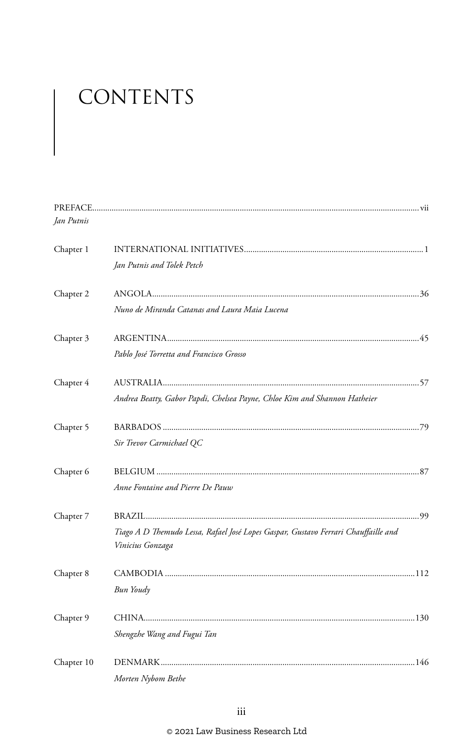# CONTENTS

| | | |
|---|---|---|
| PREFACE<br>*Jan Putnis* | | vii |
| Chapter 1 | INTERNATIONAL INITIATIVES<br>*Jan Putnis and Tolek Petch* | 1 |
| Chapter 2 | ANGOLA<br>*Nuno de Miranda Catanas and Laura Maia Lucena* | 36 |
| Chapter 3 | ARGENTINA<br>*Pablo José Torretta and Francisco Grosso* | 45 |
| Chapter 4 | AUSTRALIA<br>*Andrea Beatty, Gabor Papdi, Chelsea Payne, Chloe Kim and Shannon Hatheier* | 57 |
| Chapter 5 | BARBADOS<br>*Sir Trevor Carmichael QC* | 79 |
| Chapter 6 | BELGIUM<br>*Anne Fontaine and Pierre De Pauw* | 87 |
| Chapter 7 | BRAZIL<br>*Tiago A D Themudo Lessa, Rafael José Lopes Gaspar, Gustavo Ferrari Chauffaille and Vinicius Gonzaga* | 99 |
| Chapter 8 | CAMBODIA<br>*Bun Youdy* | 112 |
| Chapter 9 | CHINA<br>*Shengzhe Wang and Fugui Tan* | 130 |
| Chapter 10 | DENMARK<br>*Morten Nybom Bethe* | 146 |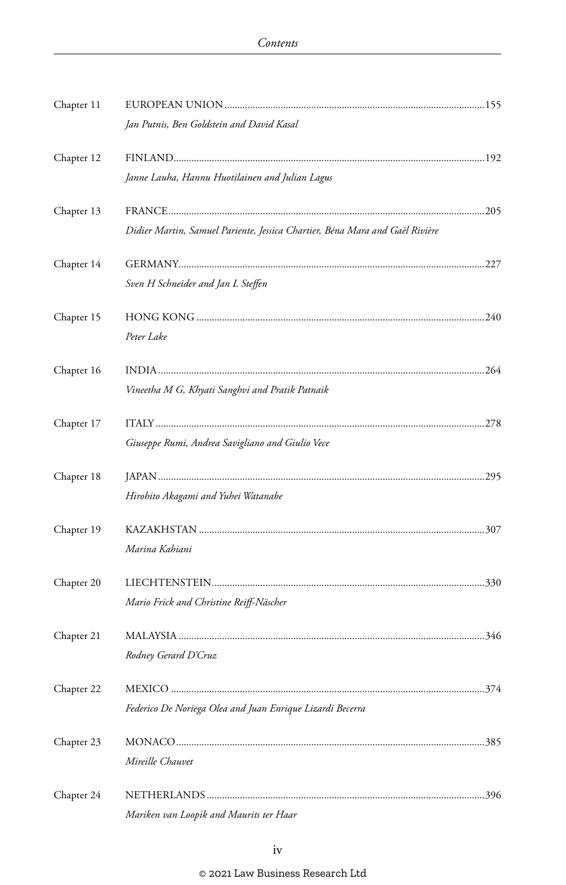Chapter 11 EUROPEAN UNION ... 155
*Jan Putnis, Ben Goldstein and David Kasal*

Chapter 12 FINLAND ... 192
*Janne Lauha, Hannu Huotilainen and Julian Lagus*

Chapter 13 FRANCE ... 205
*Didier Martin, Samuel Pariente, Jessica Chartier, Béna Mara and Gaël Rivière*

Chapter 14 GERMANY ... 227
*Sven H Schneider and Jan L Steffen*

Chapter 15 HONG KONG ... 240
*Peter Lake*

Chapter 16 INDIA ... 264
*Vineetha M G, Khyati Sanghvi and Pratik Patnaik*

Chapter 17 ITALY ... 278
*Giuseppe Rumi, Andrea Savigliano and Giulio Vece*

Chapter 18 JAPAN ... 295
*Hirohito Akagami and Yuhei Watanabe*

Chapter 19 KAZAKHSTAN ... 307
*Marina Kahiani*

Chapter 20 LIECHTENSTEIN ... 330
*Mario Frick and Christine Reiff-Näscher*

Chapter 21 MALAYSIA ... 346
*Rodney Gerard D'Cruz*

Chapter 22 MEXICO ... 374
*Federico De Noriega Olea and Juan Enrique Lizardi Becerra*

Chapter 23 MONACO ... 385
*Mireille Chauvet*

Chapter 24 NETHERLANDS ... 396
*Mariken van Loopik and Maurits ter Haar*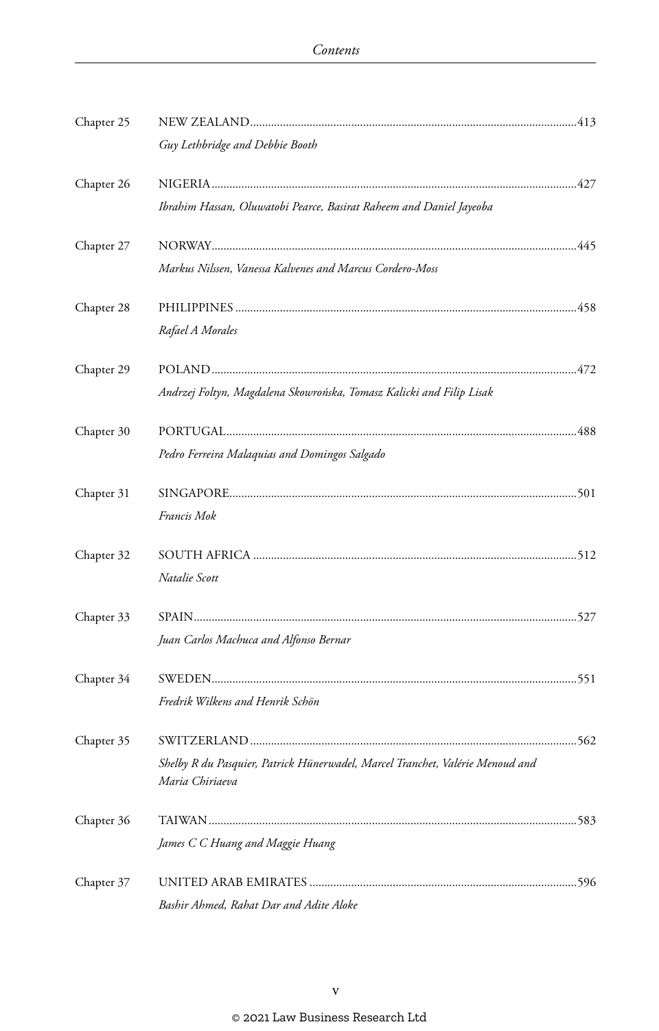| | | |
|---|---|---|
| Chapter 25 | NEW ZEALAND | 413 |
| | *Guy Lethbridge and Debbie Booth* | |
| Chapter 26 | NIGERIA | 427 |
| | *Ibrahim Hassan, Oluwatobi Pearce, Basirat Raheem and Daniel Jayeoba* | |
| Chapter 27 | NORWAY | 445 |
| | *Markus Nilssen, Vanessa Kalvenes and Marcus Cordero-Moss* | |
| Chapter 28 | PHILIPPINES | 458 |
| | *Rafael A Morales* | |
| Chapter 29 | POLAND | 472 |
| | *Andrzej Foltyn, Magdalena Skowrońska, Tomasz Kalicki and Filip Lisak* | |
| Chapter 30 | PORTUGAL | 488 |
| | *Pedro Ferreira Malaquias and Domingos Salgado* | |
| Chapter 31 | SINGAPORE | 501 |
| | *Francis Mok* | |
| Chapter 32 | SOUTH AFRICA | 512 |
| | *Natalie Scott* | |
| Chapter 33 | SPAIN | 527 |
| | *Juan Carlos Machuca and Alfonso Bernar* | |
| Chapter 34 | SWEDEN | 551 |
| | *Fredrik Wilkens and Henrik Schön* | |
| Chapter 35 | SWITZERLAND | 562 |
| | *Shelby R du Pasquier, Patrick Hünerwadel, Marcel Tranchet, Valérie Menoud and Maria Chiriaeva* | |
| Chapter 36 | TAIWAN | 583 |
| | *James C C Huang and Maggie Huang* | |
| Chapter 37 | UNITED ARAB EMIRATES | 596 |
| | *Bashir Ahmed, Rahat Dar and Adite Aloke* | |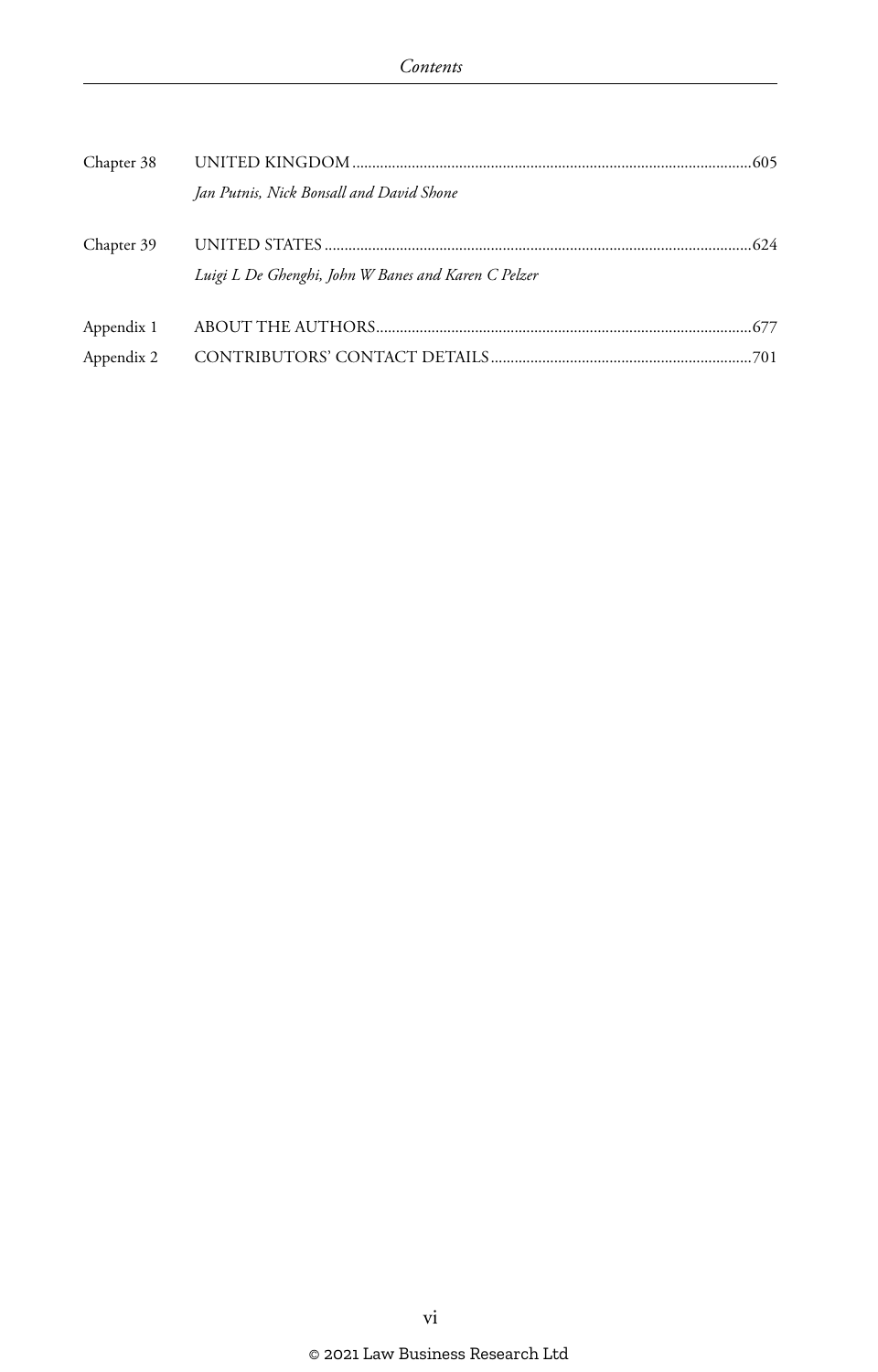Chapter 38 UNITED KINGDOM ....................................................................................................605

*Jan Putnis, Nick Bonsall and David Shone*

Chapter 39 UNITED STATES ..........................................................................................................624

*Luigi L De Ghenghi, John W Banes and Karen C Pelzer*

Appendix 1 ABOUT THE AUTHORS.............................................................................................677

Appendix 2 CONTRIBUTORS' CONTACT DETAILS.................................................................701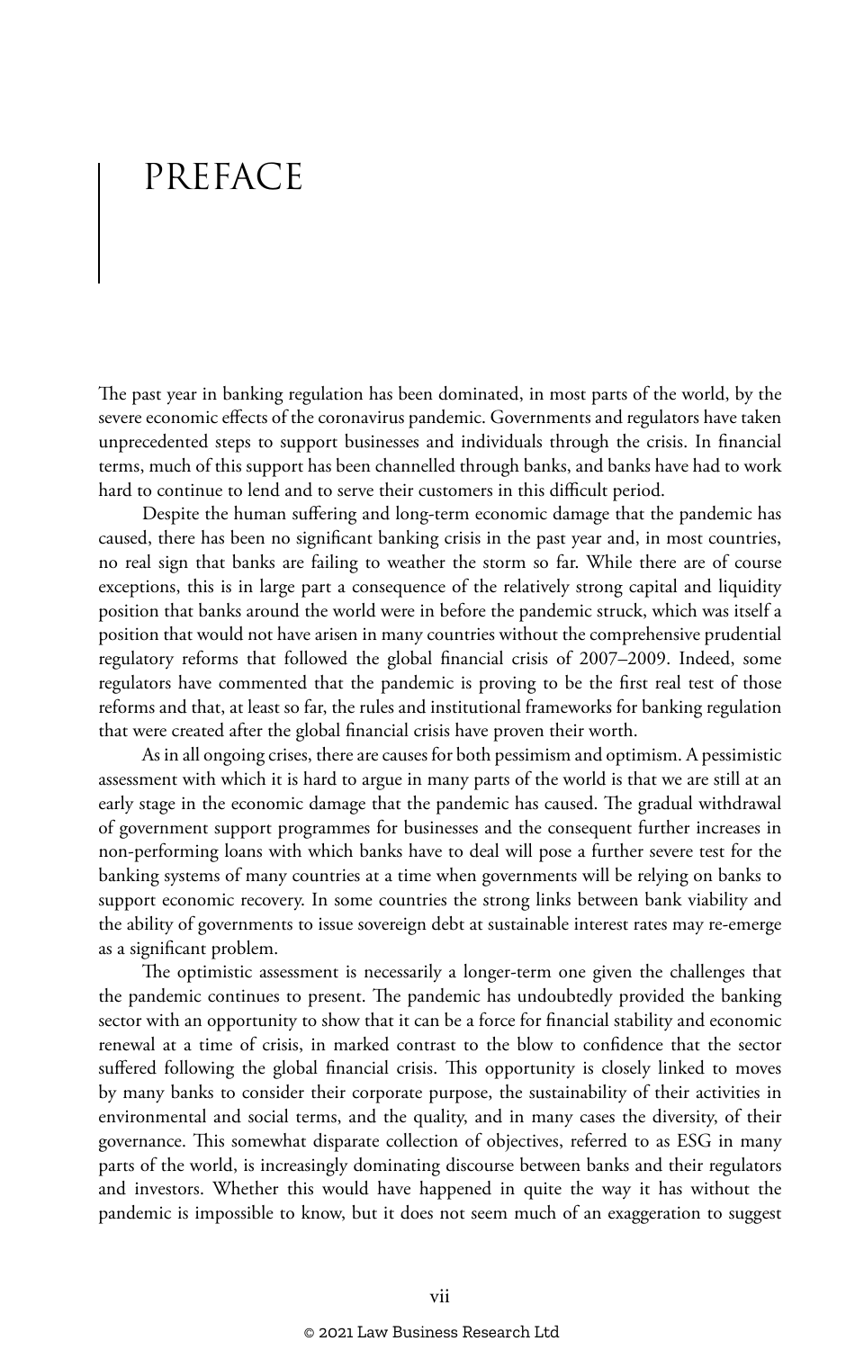# PREFACE

The past year in banking regulation has been dominated, in most parts of the world, by the severe economic effects of the coronavirus pandemic. Governments and regulators have taken unprecedented steps to support businesses and individuals through the crisis. In financial terms, much of this support has been channelled through banks, and banks have had to work hard to continue to lend and to serve their customers in this difficult period.

Despite the human suffering and long-term economic damage that the pandemic has caused, there has been no significant banking crisis in the past year and, in most countries, no real sign that banks are failing to weather the storm so far. While there are of course exceptions, this is in large part a consequence of the relatively strong capital and liquidity position that banks around the world were in before the pandemic struck, which was itself a position that would not have arisen in many countries without the comprehensive prudential regulatory reforms that followed the global financial crisis of 2007–2009. Indeed, some regulators have commented that the pandemic is proving to be the first real test of those reforms and that, at least so far, the rules and institutional frameworks for banking regulation that were created after the global financial crisis have proven their worth.

As in all ongoing crises, there are causes for both pessimism and optimism. A pessimistic assessment with which it is hard to argue in many parts of the world is that we are still at an early stage in the economic damage that the pandemic has caused. The gradual withdrawal of government support programmes for businesses and the consequent further increases in non-performing loans with which banks have to deal will pose a further severe test for the banking systems of many countries at a time when governments will be relying on banks to support economic recovery. In some countries the strong links between bank viability and the ability of governments to issue sovereign debt at sustainable interest rates may re-emerge as a significant problem.

The optimistic assessment is necessarily a longer-term one given the challenges that the pandemic continues to present. The pandemic has undoubtedly provided the banking sector with an opportunity to show that it can be a force for financial stability and economic renewal at a time of crisis, in marked contrast to the blow to confidence that the sector suffered following the global financial crisis. This opportunity is closely linked to moves by many banks to consider their corporate purpose, the sustainability of their activities in environmental and social terms, and the quality, and in many cases the diversity, of their governance. This somewhat disparate collection of objectives, referred to as ESG in many parts of the world, is increasingly dominating discourse between banks and their regulators and investors. Whether this would have happened in quite the way it has without the pandemic is impossible to know, but it does not seem much of an exaggeration to suggest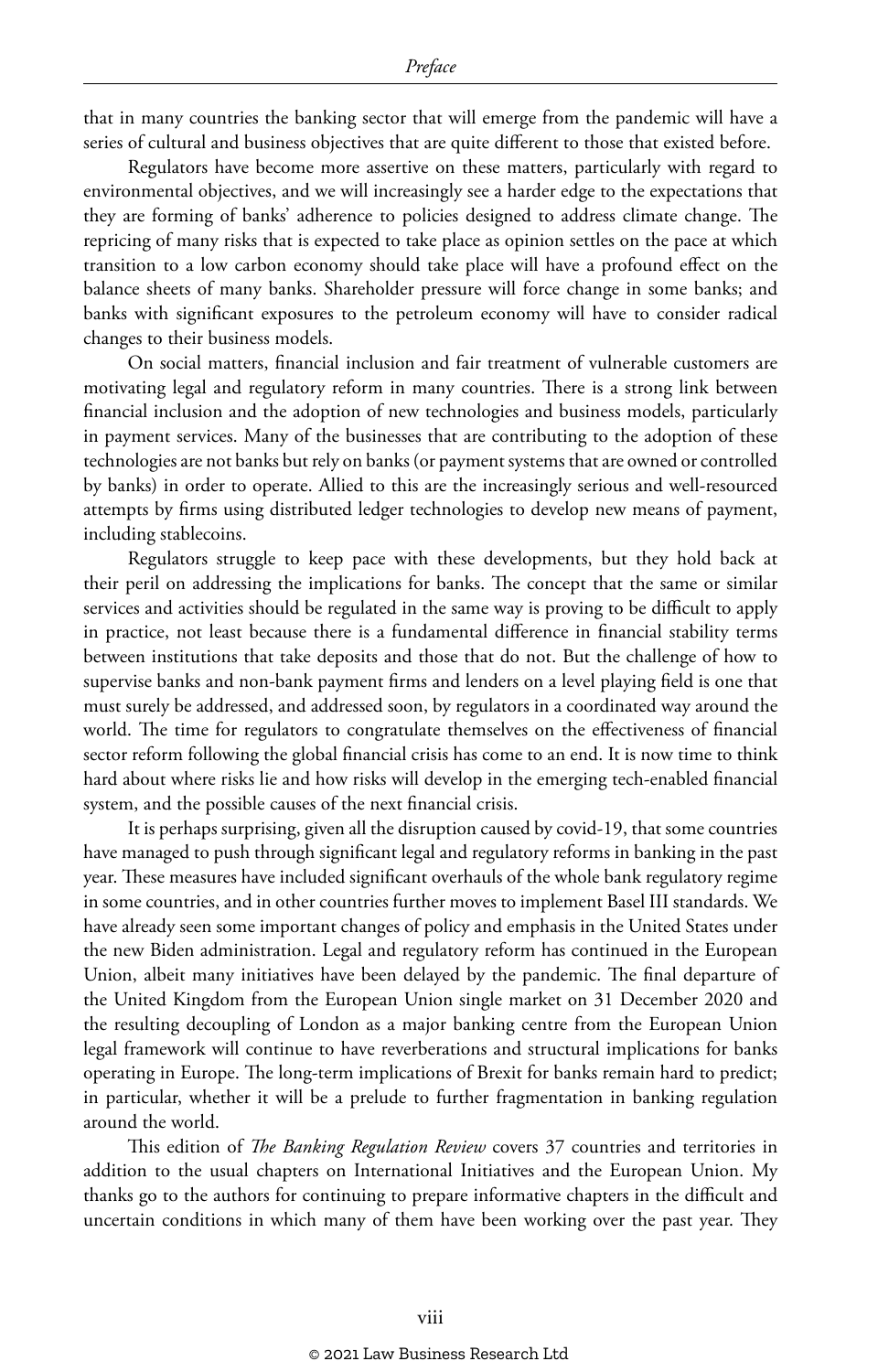that in many countries the banking sector that will emerge from the pandemic will have a series of cultural and business objectives that are quite different to those that existed before.

Regulators have become more assertive on these matters, particularly with regard to environmental objectives, and we will increasingly see a harder edge to the expectations that they are forming of banks' adherence to policies designed to address climate change. The repricing of many risks that is expected to take place as opinion settles on the pace at which transition to a low carbon economy should take place will have a profound effect on the balance sheets of many banks. Shareholder pressure will force change in some banks; and banks with significant exposures to the petroleum economy will have to consider radical changes to their business models.

On social matters, financial inclusion and fair treatment of vulnerable customers are motivating legal and regulatory reform in many countries. There is a strong link between financial inclusion and the adoption of new technologies and business models, particularly in payment services. Many of the businesses that are contributing to the adoption of these technologies are not banks but rely on banks (or payment systems that are owned or controlled by banks) in order to operate. Allied to this are the increasingly serious and well-resourced attempts by firms using distributed ledger technologies to develop new means of payment, including stablecoins.

Regulators struggle to keep pace with these developments, but they hold back at their peril on addressing the implications for banks. The concept that the same or similar services and activities should be regulated in the same way is proving to be difficult to apply in practice, not least because there is a fundamental difference in financial stability terms between institutions that take deposits and those that do not. But the challenge of how to supervise banks and non-bank payment firms and lenders on a level playing field is one that must surely be addressed, and addressed soon, by regulators in a coordinated way around the world. The time for regulators to congratulate themselves on the effectiveness of financial sector reform following the global financial crisis has come to an end. It is now time to think hard about where risks lie and how risks will develop in the emerging tech-enabled financial system, and the possible causes of the next financial crisis.

It is perhaps surprising, given all the disruption caused by covid-19, that some countries have managed to push through significant legal and regulatory reforms in banking in the past year. These measures have included significant overhauls of the whole bank regulatory regime in some countries, and in other countries further moves to implement Basel III standards. We have already seen some important changes of policy and emphasis in the United States under the new Biden administration. Legal and regulatory reform has continued in the European Union, albeit many initiatives have been delayed by the pandemic. The final departure of the United Kingdom from the European Union single market on 31 December 2020 and the resulting decoupling of London as a major banking centre from the European Union legal framework will continue to have reverberations and structural implications for banks operating in Europe. The long-term implications of Brexit for banks remain hard to predict; in particular, whether it will be a prelude to further fragmentation in banking regulation around the world.

This edition of *The Banking Regulation Review* covers 37 countries and territories in addition to the usual chapters on International Initiatives and the European Union. My thanks go to the authors for continuing to prepare informative chapters in the difficult and uncertain conditions in which many of them have been working over the past year. They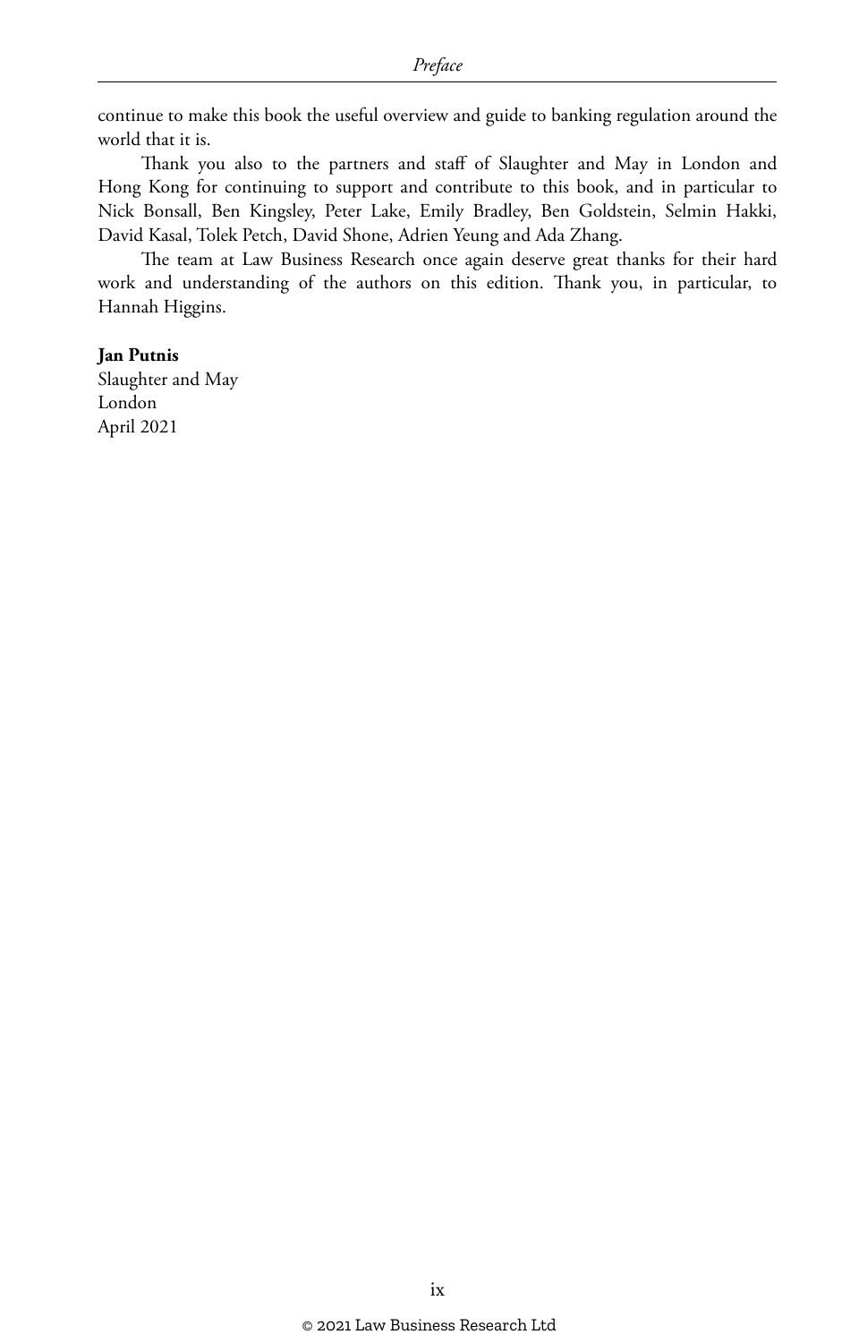continue to make this book the useful overview and guide to banking regulation around the world that it is.

Thank you also to the partners and staff of Slaughter and May in London and Hong Kong for continuing to support and contribute to this book, and in particular to Nick Bonsall, Ben Kingsley, Peter Lake, Emily Bradley, Ben Goldstein, Selmin Hakki, David Kasal, Tolek Petch, David Shone, Adrien Yeung and Ada Zhang.

The team at Law Business Research once again deserve great thanks for their hard work and understanding of the authors on this edition. Thank you, in particular, to Hannah Higgins.

**Jan Putnis**
Slaughter and May
London
April 2021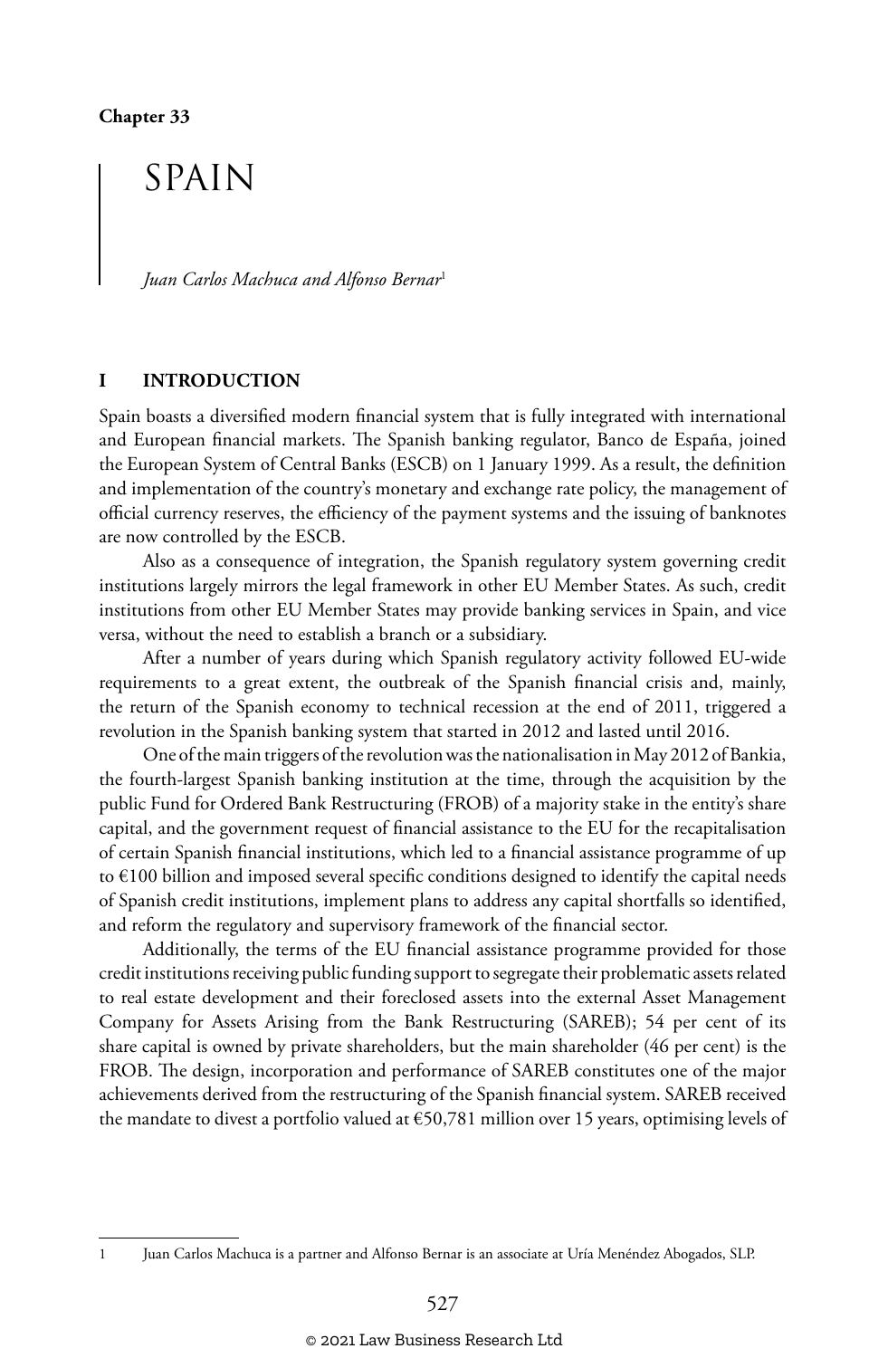Chapter 33

# SPAIN

*Juan Carlos Machuca and Alfonso Bernar*[1]

## I INTRODUCTION

Spain boasts a diversified modern financial system that is fully integrated with international and European financial markets. The Spanish banking regulator, Banco de España, joined the European System of Central Banks (ESCB) on 1 January 1999. As a result, the definition and implementation of the country's monetary and exchange rate policy, the management of official currency reserves, the efficiency of the payment systems and the issuing of banknotes are now controlled by the ESCB.

Also as a consequence of integration, the Spanish regulatory system governing credit institutions largely mirrors the legal framework in other EU Member States. As such, credit institutions from other EU Member States may provide banking services in Spain, and vice versa, without the need to establish a branch or a subsidiary.

After a number of years during which Spanish regulatory activity followed EU-wide requirements to a great extent, the outbreak of the Spanish financial crisis and, mainly, the return of the Spanish economy to technical recession at the end of 2011, triggered a revolution in the Spanish banking system that started in 2012 and lasted until 2016.

One of the main triggers of the revolution was the nationalisation in May 2012 of Bankia, the fourth-largest Spanish banking institution at the time, through the acquisition by the public Fund for Ordered Bank Restructuring (FROB) of a majority stake in the entity's share capital, and the government request of financial assistance to the EU for the recapitalisation of certain Spanish financial institutions, which led to a financial assistance programme of up to €100 billion and imposed several specific conditions designed to identify the capital needs of Spanish credit institutions, implement plans to address any capital shortfalls so identified, and reform the regulatory and supervisory framework of the financial sector.

Additionally, the terms of the EU financial assistance programme provided for those credit institutions receiving public funding support to segregate their problematic assets related to real estate development and their foreclosed assets into the external Asset Management Company for Assets Arising from the Bank Restructuring (SAREB); 54 per cent of its share capital is owned by private shareholders, but the main shareholder (46 per cent) is the FROB. The design, incorporation and performance of SAREB constitutes one of the major achievements derived from the restructuring of the Spanish financial system. SAREB received the mandate to divest a portfolio valued at €50,781 million over 15 years, optimising levels of

---

1 Juan Carlos Machuca is a partner and Alfonso Bernar is an associate at Uría Menéndez Abogados, SLP.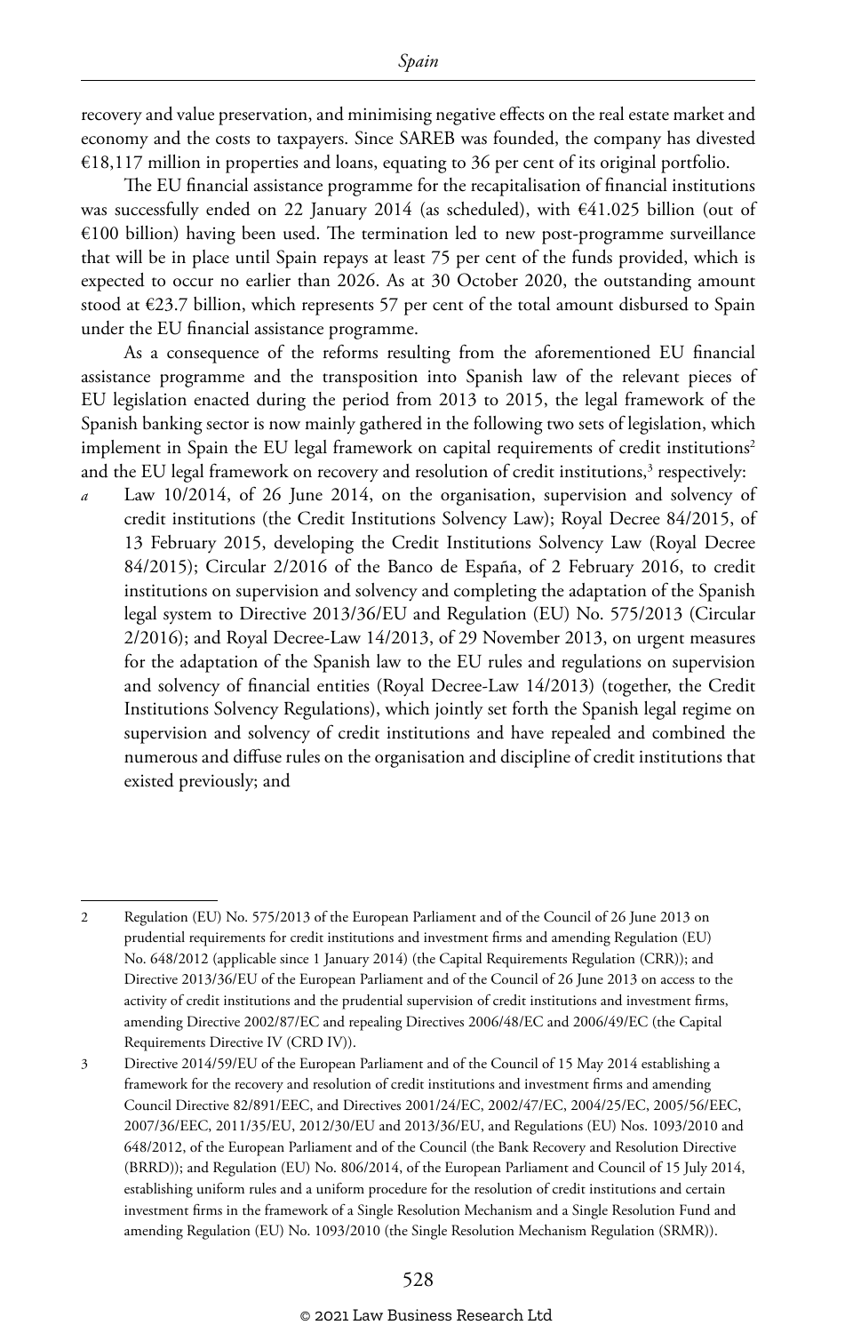recovery and value preservation, and minimising negative effects on the real estate market and economy and the costs to taxpayers. Since SAREB was founded, the company has divested €18,117 million in properties and loans, equating to 36 per cent of its original portfolio.

The EU financial assistance programme for the recapitalisation of financial institutions was successfully ended on 22 January 2014 (as scheduled), with €41.025 billion (out of €100 billion) having been used. The termination led to new post-programme surveillance that will be in place until Spain repays at least 75 per cent of the funds provided, which is expected to occur no earlier than 2026. As at 30 October 2020, the outstanding amount stood at €23.7 billion, which represents 57 per cent of the total amount disbursed to Spain under the EU financial assistance programme.

As a consequence of the reforms resulting from the aforementioned EU financial assistance programme and the transposition into Spanish law of the relevant pieces of EU legislation enacted during the period from 2013 to 2015, the legal framework of the Spanish banking sector is now mainly gathered in the following two sets of legislation, which implement in Spain the EU legal framework on capital requirements of credit institutions[2] and the EU legal framework on recovery and resolution of credit institutions,[3] respectively:

*a* Law 10/2014, of 26 June 2014, on the organisation, supervision and solvency of credit institutions (the Credit Institutions Solvency Law); Royal Decree 84/2015, of 13 February 2015, developing the Credit Institutions Solvency Law (Royal Decree 84/2015); Circular 2/2016 of the Banco de España, of 2 February 2016, to credit institutions on supervision and solvency and completing the adaptation of the Spanish legal system to Directive 2013/36/EU and Regulation (EU) No. 575/2013 (Circular 2/2016); and Royal Decree-Law 14/2013, of 29 November 2013, on urgent measures for the adaptation of the Spanish law to the EU rules and regulations on supervision and solvency of financial entities (Royal Decree-Law 14/2013) (together, the Credit Institutions Solvency Regulations), which jointly set forth the Spanish legal regime on supervision and solvency of credit institutions and have repealed and combined the numerous and diffuse rules on the organisation and discipline of credit institutions that existed previously; and

---

2 Regulation (EU) No. 575/2013 of the European Parliament and of the Council of 26 June 2013 on prudential requirements for credit institutions and investment firms and amending Regulation (EU) No. 648/2012 (applicable since 1 January 2014) (the Capital Requirements Regulation (CRR)); and Directive 2013/36/EU of the European Parliament and of the Council of 26 June 2013 on access to the activity of credit institutions and the prudential supervision of credit institutions and investment firms, amending Directive 2002/87/EC and repealing Directives 2006/48/EC and 2006/49/EC (the Capital Requirements Directive IV (CRD IV)).

3 Directive 2014/59/EU of the European Parliament and of the Council of 15 May 2014 establishing a framework for the recovery and resolution of credit institutions and investment firms and amending Council Directive 82/891/EEC, and Directives 2001/24/EC, 2002/47/EC, 2004/25/EC, 2005/56/EEC, 2007/36/EEC, 2011/35/EU, 2012/30/EU and 2013/36/EU, and Regulations (EU) Nos. 1093/2010 and 648/2012, of the European Parliament and of the Council (the Bank Recovery and Resolution Directive (BRRD)); and Regulation (EU) No. 806/2014, of the European Parliament and Council of 15 July 2014, establishing uniform rules and a uniform procedure for the resolution of credit institutions and certain investment firms in the framework of a Single Resolution Mechanism and a Single Resolution Fund and amending Regulation (EU) No. 1093/2010 (the Single Resolution Mechanism Regulation (SRMR)).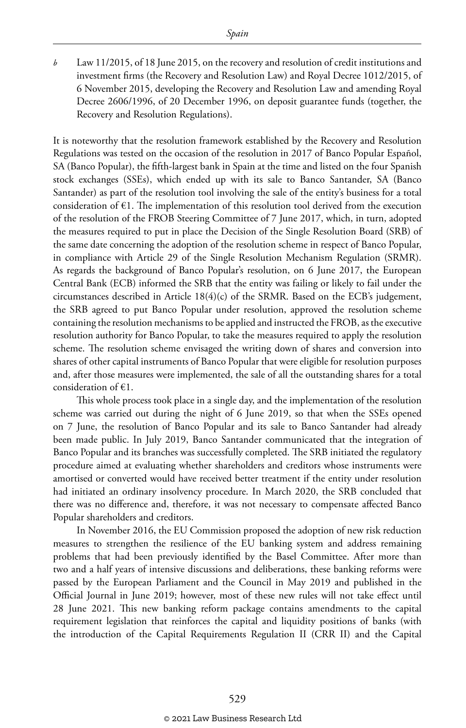*b* Law 11/2015, of 18 June 2015, on the recovery and resolution of credit institutions and investment firms (the Recovery and Resolution Law) and Royal Decree 1012/2015, of 6 November 2015, developing the Recovery and Resolution Law and amending Royal Decree 2606/1996, of 20 December 1996, on deposit guarantee funds (together, the Recovery and Resolution Regulations).

It is noteworthy that the resolution framework established by the Recovery and Resolution Regulations was tested on the occasion of the resolution in 2017 of Banco Popular Español, SA (Banco Popular), the fifth-largest bank in Spain at the time and listed on the four Spanish stock exchanges (SSEs), which ended up with its sale to Banco Santander, SA (Banco Santander) as part of the resolution tool involving the sale of the entity's business for a total consideration of €1. The implementation of this resolution tool derived from the execution of the resolution of the FROB Steering Committee of 7 June 2017, which, in turn, adopted the measures required to put in place the Decision of the Single Resolution Board (SRB) of the same date concerning the adoption of the resolution scheme in respect of Banco Popular, in compliance with Article 29 of the Single Resolution Mechanism Regulation (SRMR). As regards the background of Banco Popular's resolution, on 6 June 2017, the European Central Bank (ECB) informed the SRB that the entity was failing or likely to fail under the circumstances described in Article 18(4)(c) of the SRMR. Based on the ECB's judgement, the SRB agreed to put Banco Popular under resolution, approved the resolution scheme containing the resolution mechanisms to be applied and instructed the FROB, as the executive resolution authority for Banco Popular, to take the measures required to apply the resolution scheme. The resolution scheme envisaged the writing down of shares and conversion into shares of other capital instruments of Banco Popular that were eligible for resolution purposes and, after those measures were implemented, the sale of all the outstanding shares for a total consideration of €1.

This whole process took place in a single day, and the implementation of the resolution scheme was carried out during the night of 6 June 2019, so that when the SSEs opened on 7 June, the resolution of Banco Popular and its sale to Banco Santander had already been made public. In July 2019, Banco Santander communicated that the integration of Banco Popular and its branches was successfully completed. The SRB initiated the regulatory procedure aimed at evaluating whether shareholders and creditors whose instruments were amortised or converted would have received better treatment if the entity under resolution had initiated an ordinary insolvency procedure. In March 2020, the SRB concluded that there was no difference and, therefore, it was not necessary to compensate affected Banco Popular shareholders and creditors.

In November 2016, the EU Commission proposed the adoption of new risk reduction measures to strengthen the resilience of the EU banking system and address remaining problems that had been previously identified by the Basel Committee. After more than two and a half years of intensive discussions and deliberations, these banking reforms were passed by the European Parliament and the Council in May 2019 and published in the Official Journal in June 2019; however, most of these new rules will not take effect until 28 June 2021. This new banking reform package contains amendments to the capital requirement legislation that reinforces the capital and liquidity positions of banks (with the introduction of the Capital Requirements Regulation II (CRR II) and the Capital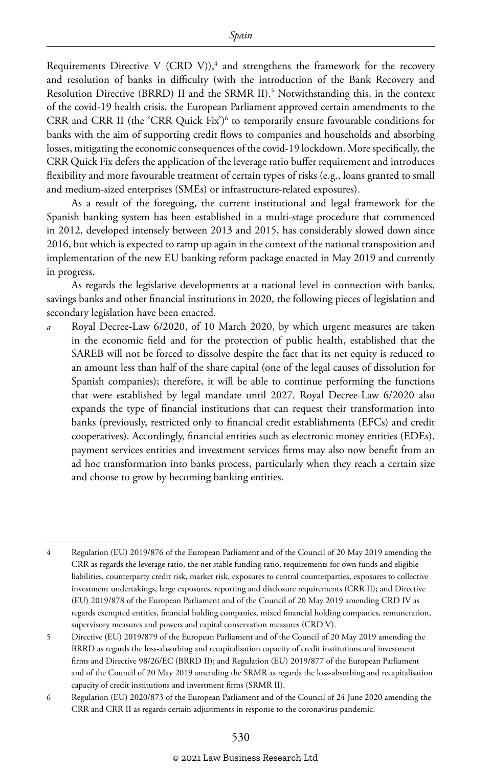Requirements Directive V (CRD V)),[4] and strengthens the framework for the recovery and resolution of banks in difficulty (with the introduction of the Bank Recovery and Resolution Directive (BRRD) II and the SRMR II).[5] Notwithstanding this, in the context of the covid-19 health crisis, the European Parliament approved certain amendments to the CRR and CRR II (the 'CRR Quick Fix')[6] to temporarily ensure favourable conditions for banks with the aim of supporting credit flows to companies and households and absorbing losses, mitigating the economic consequences of the covid-19 lockdown. More specifically, the CRR Quick Fix defers the application of the leverage ratio buffer requirement and introduces flexibility and more favourable treatment of certain types of risks (e.g., loans granted to small and medium-sized enterprises (SMEs) or infrastructure-related exposures).

As a result of the foregoing, the current institutional and legal framework for the Spanish banking system has been established in a multi-stage procedure that commenced in 2012, developed intensely between 2013 and 2015, has considerably slowed down since 2016, but which is expected to ramp up again in the context of the national transposition and implementation of the new EU banking reform package enacted in May 2019 and currently in progress.

As regards the legislative developments at a national level in connection with banks, savings banks and other financial institutions in 2020, the following pieces of legislation and secondary legislation have been enacted.

*a* Royal Decree-Law 6/2020, of 10 March 2020, by which urgent measures are taken in the economic field and for the protection of public health, established that the SAREB will not be forced to dissolve despite the fact that its net equity is reduced to an amount less than half of the share capital (one of the legal causes of dissolution for Spanish companies); therefore, it will be able to continue performing the functions that were established by legal mandate until 2027. Royal Decree-Law 6/2020 also expands the type of financial institutions that can request their transformation into banks (previously, restricted only to financial credit establishments (EFCs) and credit cooperatives). Accordingly, financial entities such as electronic money entities (EDEs), payment services entities and investment services firms may also now benefit from an ad hoc transformation into banks process, particularly when they reach a certain size and choose to grow by becoming banking entities.

---

4 Regulation (EU) 2019/876 of the European Parliament and of the Council of 20 May 2019 amending the CRR as regards the leverage ratio, the net stable funding ratio, requirements for own funds and eligible liabilities, counterparty credit risk, market risk, exposures to central counterparties, exposures to collective investment undertakings, large exposures, reporting and disclosure requirements (CRR II); and Directive (EU) 2019/878 of the European Parliament and of the Council of 20 May 2019 amending CRD IV as regards exempted entities, financial holding companies, mixed financial holding companies, remuneration, supervisory measures and powers and capital conservation measures (CRD V).

5 Directive (EU) 2019/879 of the European Parliament and of the Council of 20 May 2019 amending the BRRD as regards the loss-absorbing and recapitalisation capacity of credit institutions and investment firms and Directive 98/26/EC (BRRD II); and Regulation (EU) 2019/877 of the European Parliament and of the Council of 20 May 2019 amending the SRMR as regards the loss-absorbing and recapitalisation capacity of credit institutions and investment firms (SRMR II).

6 Regulation (EU) 2020/873 of the European Parliament and of the Council of 24 June 2020 amending the CRR and CRR II as regards certain adjustments in response to the coronavirus pandemic.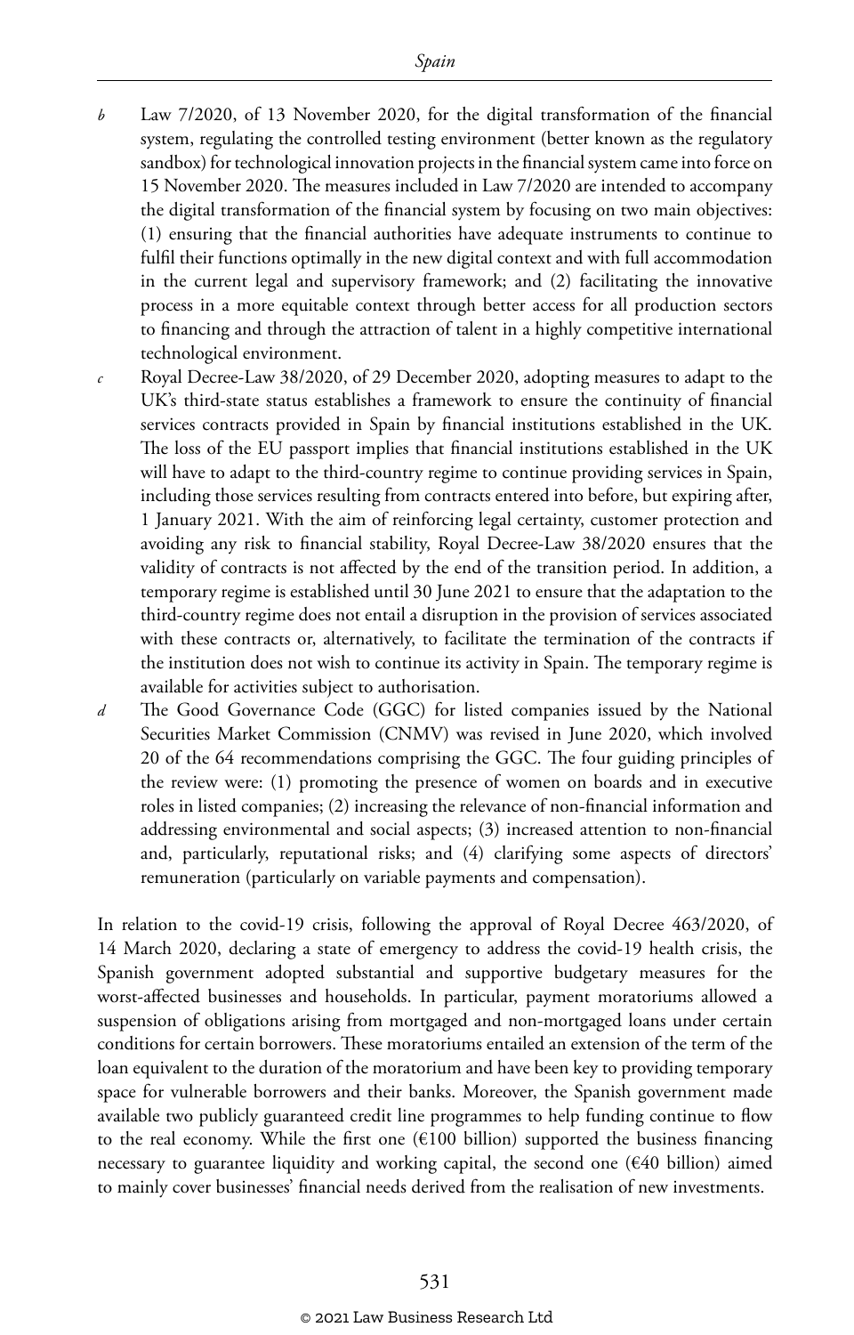*b* Law 7/2020, of 13 November 2020, for the digital transformation of the financial system, regulating the controlled testing environment (better known as the regulatory sandbox) for technological innovation projects in the financial system came into force on 15 November 2020. The measures included in Law 7/2020 are intended to accompany the digital transformation of the financial system by focusing on two main objectives: (1) ensuring that the financial authorities have adequate instruments to continue to fulfil their functions optimally in the new digital context and with full accommodation in the current legal and supervisory framework; and (2) facilitating the innovative process in a more equitable context through better access for all production sectors to financing and through the attraction of talent in a highly competitive international technological environment.

*c* Royal Decree-Law 38/2020, of 29 December 2020, adopting measures to adapt to the UK's third-state status establishes a framework to ensure the continuity of financial services contracts provided in Spain by financial institutions established in the UK. The loss of the EU passport implies that financial institutions established in the UK will have to adapt to the third-country regime to continue providing services in Spain, including those services resulting from contracts entered into before, but expiring after, 1 January 2021. With the aim of reinforcing legal certainty, customer protection and avoiding any risk to financial stability, Royal Decree-Law 38/2020 ensures that the validity of contracts is not affected by the end of the transition period. In addition, a temporary regime is established until 30 June 2021 to ensure that the adaptation to the third-country regime does not entail a disruption in the provision of services associated with these contracts or, alternatively, to facilitate the termination of the contracts if the institution does not wish to continue its activity in Spain. The temporary regime is available for activities subject to authorisation.

*d* The Good Governance Code (GGC) for listed companies issued by the National Securities Market Commission (CNMV) was revised in June 2020, which involved 20 of the 64 recommendations comprising the GGC. The four guiding principles of the review were: (1) promoting the presence of women on boards and in executive roles in listed companies; (2) increasing the relevance of non-financial information and addressing environmental and social aspects; (3) increased attention to non-financial and, particularly, reputational risks; and (4) clarifying some aspects of directors' remuneration (particularly on variable payments and compensation).

In relation to the covid-19 crisis, following the approval of Royal Decree 463/2020, of 14 March 2020, declaring a state of emergency to address the covid-19 health crisis, the Spanish government adopted substantial and supportive budgetary measures for the worst-affected businesses and households. In particular, payment moratoriums allowed a suspension of obligations arising from mortgaged and non-mortgaged loans under certain conditions for certain borrowers. These moratoriums entailed an extension of the term of the loan equivalent to the duration of the moratorium and have been key to providing temporary space for vulnerable borrowers and their banks. Moreover, the Spanish government made available two publicly guaranteed credit line programmes to help funding continue to flow to the real economy. While the first one (€100 billion) supported the business financing necessary to guarantee liquidity and working capital, the second one (€40 billion) aimed to mainly cover businesses' financial needs derived from the realisation of new investments.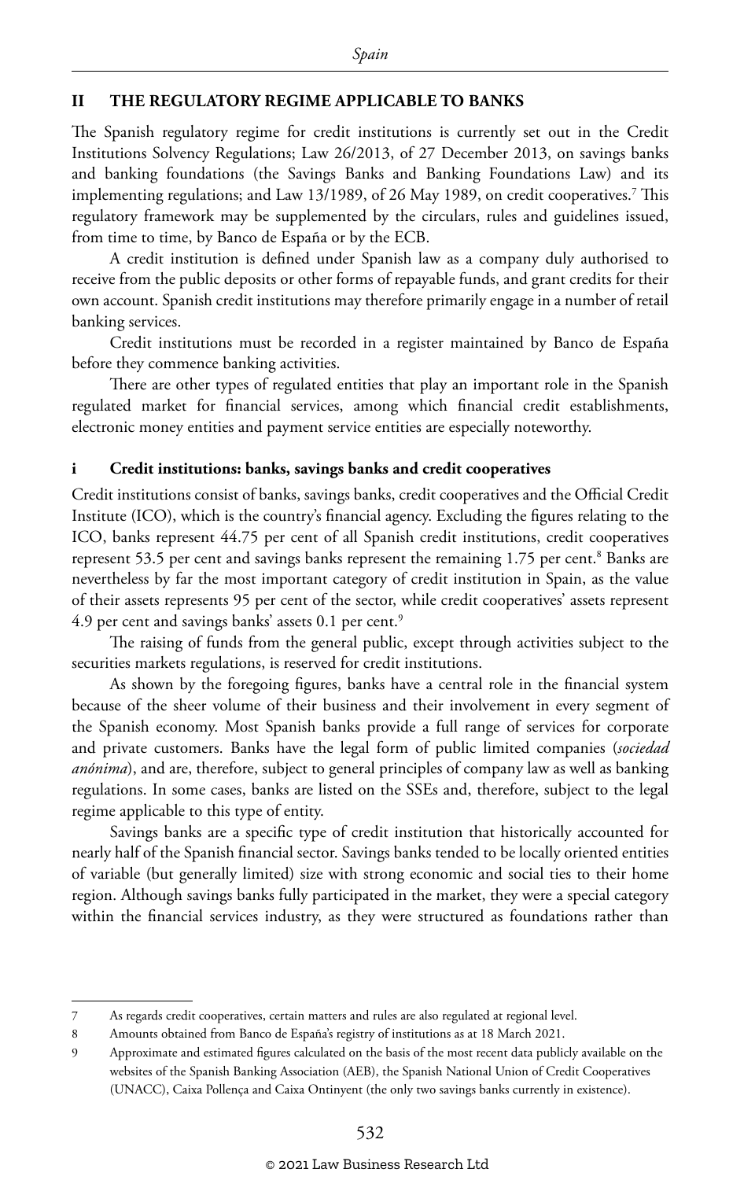## II THE REGULATORY REGIME APPLICABLE TO BANKS

The Spanish regulatory regime for credit institutions is currently set out in the Credit Institutions Solvency Regulations; Law 26/2013, of 27 December 2013, on savings banks and banking foundations (the Savings Banks and Banking Foundations Law) and its implementing regulations; and Law 13/1989, of 26 May 1989, on credit cooperatives.[7] This regulatory framework may be supplemented by the circulars, rules and guidelines issued, from time to time, by Banco de España or by the ECB.

A credit institution is defined under Spanish law as a company duly authorised to receive from the public deposits or other forms of repayable funds, and grant credits for their own account. Spanish credit institutions may therefore primarily engage in a number of retail banking services.

Credit institutions must be recorded in a register maintained by Banco de España before they commence banking activities.

There are other types of regulated entities that play an important role in the Spanish regulated market for financial services, among which financial credit establishments, electronic money entities and payment service entities are especially noteworthy.

### i Credit institutions: banks, savings banks and credit cooperatives

Credit institutions consist of banks, savings banks, credit cooperatives and the Official Credit Institute (ICO), which is the country's financial agency. Excluding the figures relating to the ICO, banks represent 44.75 per cent of all Spanish credit institutions, credit cooperatives represent 53.5 per cent and savings banks represent the remaining 1.75 per cent.[8] Banks are nevertheless by far the most important category of credit institution in Spain, as the value of their assets represents 95 per cent of the sector, while credit cooperatives' assets represent 4.9 per cent and savings banks' assets 0.1 per cent.[9]

The raising of funds from the general public, except through activities subject to the securities markets regulations, is reserved for credit institutions.

As shown by the foregoing figures, banks have a central role in the financial system because of the sheer volume of their business and their involvement in every segment of the Spanish economy. Most Spanish banks provide a full range of services for corporate and private customers. Banks have the legal form of public limited companies (*sociedad anónima*), and are, therefore, subject to general principles of company law as well as banking regulations. In some cases, banks are listed on the SSEs and, therefore, subject to the legal regime applicable to this type of entity.

Savings banks are a specific type of credit institution that historically accounted for nearly half of the Spanish financial sector. Savings banks tended to be locally oriented entities of variable (but generally limited) size with strong economic and social ties to their home region. Although savings banks fully participated in the market, they were a special category within the financial services industry, as they were structured as foundations rather than

---

7 As regards credit cooperatives, certain matters and rules are also regulated at regional level.

8 Amounts obtained from Banco de España's registry of institutions as at 18 March 2021.

9 Approximate and estimated figures calculated on the basis of the most recent data publicly available on the websites of the Spanish Banking Association (AEB), the Spanish National Union of Credit Cooperatives (UNACC), Caixa Pollença and Caixa Ontinyent (the only two savings banks currently in existence).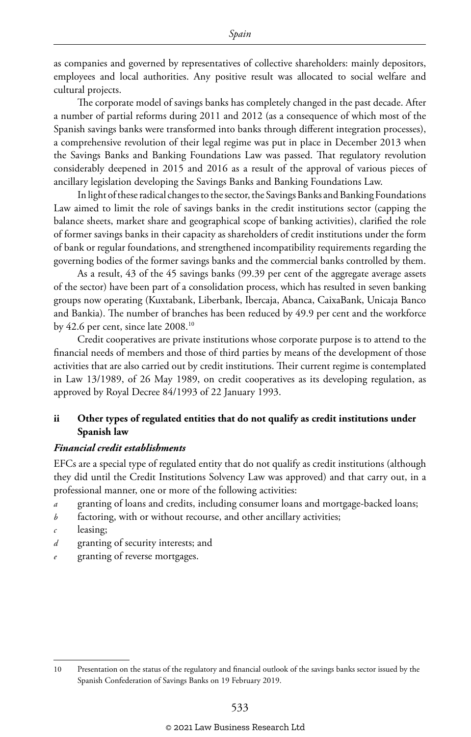as companies and governed by representatives of collective shareholders: mainly depositors, employees and local authorities. Any positive result was allocated to social welfare and cultural projects.

The corporate model of savings banks has completely changed in the past decade. After a number of partial reforms during 2011 and 2012 (as a consequence of which most of the Spanish savings banks were transformed into banks through different integration processes), a comprehensive revolution of their legal regime was put in place in December 2013 when the Savings Banks and Banking Foundations Law was passed. That regulatory revolution considerably deepened in 2015 and 2016 as a result of the approval of various pieces of ancillary legislation developing the Savings Banks and Banking Foundations Law.

In light of these radical changes to the sector, the Savings Banks and Banking Foundations Law aimed to limit the role of savings banks in the credit institutions sector (capping the balance sheets, market share and geographical scope of banking activities), clarified the role of former savings banks in their capacity as shareholders of credit institutions under the form of bank or regular foundations, and strengthened incompatibility requirements regarding the governing bodies of the former savings banks and the commercial banks controlled by them.

As a result, 43 of the 45 savings banks (99.39 per cent of the aggregate average assets of the sector) have been part of a consolidation process, which has resulted in seven banking groups now operating (Kuxtabank, Liberbank, Ibercaja, Abanca, CaixaBank, Unicaja Banco and Bankia). The number of branches has been reduced by 49.9 per cent and the workforce by 42.6 per cent, since late 2008.[10]

Credit cooperatives are private institutions whose corporate purpose is to attend to the financial needs of members and those of third parties by means of the development of those activities that are also carried out by credit institutions. Their current regime is contemplated in Law 13/1989, of 26 May 1989, on credit cooperatives as its developing regulation, as approved by Royal Decree 84/1993 of 22 January 1993.

### ii Other types of regulated entities that do not qualify as credit institutions under Spanish law

#### *Financial credit establishments*

EFCs are a special type of regulated entity that do not qualify as credit institutions (although they did until the Credit Institutions Solvency Law was approved) and that carry out, in a professional manner, one or more of the following activities:

- *a* granting of loans and credits, including consumer loans and mortgage-backed loans;
- *b* factoring, with or without recourse, and other ancillary activities;
- *c* leasing;
- *d* granting of security interests; and
- *e* granting of reverse mortgages.

---

10 Presentation on the status of the regulatory and financial outlook of the savings banks sector issued by the Spanish Confederation of Savings Banks on 19 February 2019.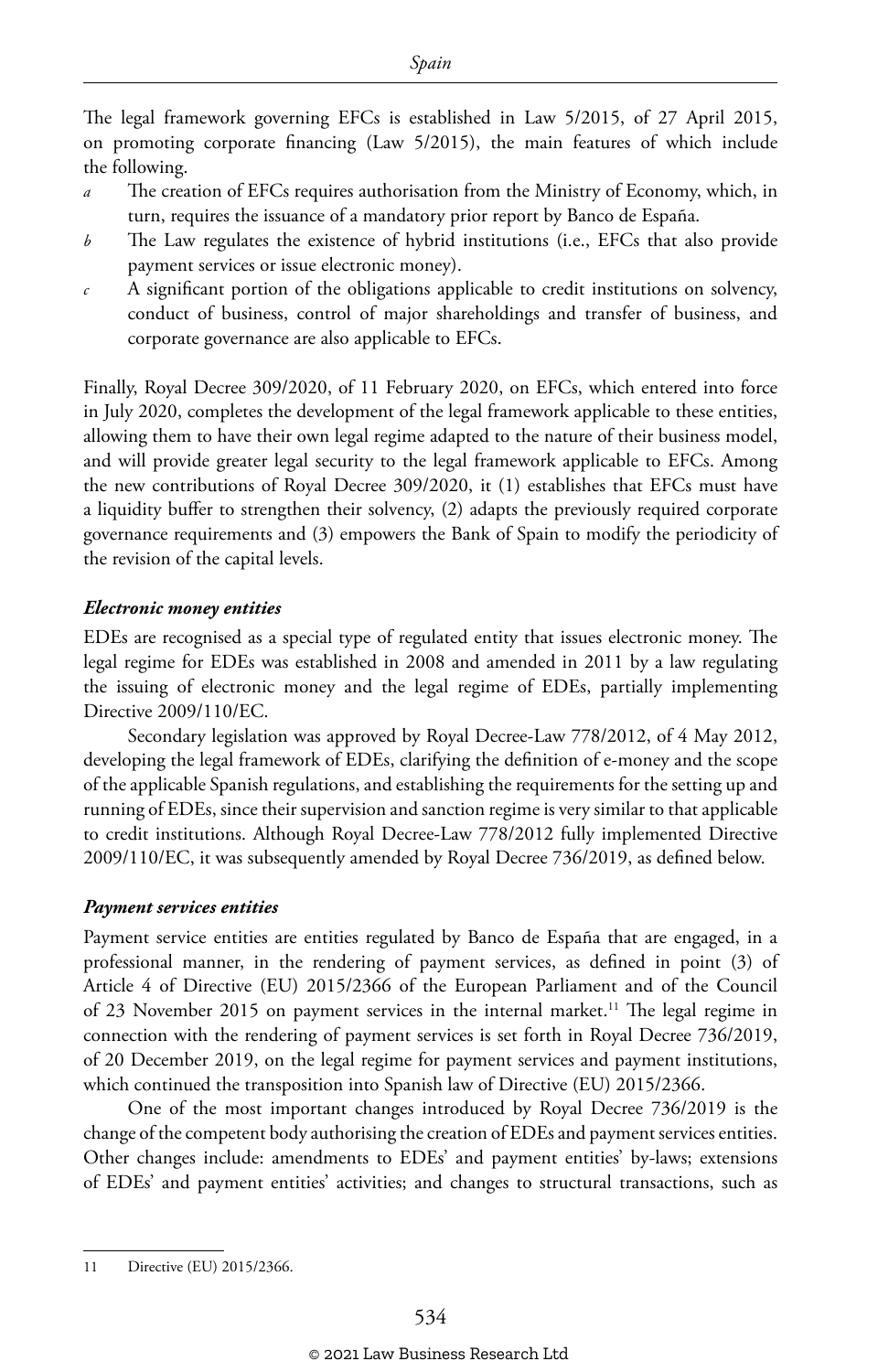The legal framework governing EFCs is established in Law 5/2015, of 27 April 2015, on promoting corporate financing (Law 5/2015), the main features of which include the following.

- *a* The creation of EFCs requires authorisation from the Ministry of Economy, which, in turn, requires the issuance of a mandatory prior report by Banco de España.
- *b* The Law regulates the existence of hybrid institutions (i.e., EFCs that also provide payment services or issue electronic money).
- *c* A significant portion of the obligations applicable to credit institutions on solvency, conduct of business, control of major shareholdings and transfer of business, and corporate governance are also applicable to EFCs.

Finally, Royal Decree 309/2020, of 11 February 2020, on EFCs, which entered into force in July 2020, completes the development of the legal framework applicable to these entities, allowing them to have their own legal regime adapted to the nature of their business model, and will provide greater legal security to the legal framework applicable to EFCs. Among the new contributions of Royal Decree 309/2020, it (1) establishes that EFCs must have a liquidity buffer to strengthen their solvency, (2) adapts the previously required corporate governance requirements and (3) empowers the Bank of Spain to modify the periodicity of the revision of the capital levels.

***Electronic money entities***

EDEs are recognised as a special type of regulated entity that issues electronic money. The legal regime for EDEs was established in 2008 and amended in 2011 by a law regulating the issuing of electronic money and the legal regime of EDEs, partially implementing Directive 2009/110/EC.

Secondary legislation was approved by Royal Decree-Law 778/2012, of 4 May 2012, developing the legal framework of EDEs, clarifying the definition of e-money and the scope of the applicable Spanish regulations, and establishing the requirements for the setting up and running of EDEs, since their supervision and sanction regime is very similar to that applicable to credit institutions. Although Royal Decree-Law 778/2012 fully implemented Directive 2009/110/EC, it was subsequently amended by Royal Decree 736/2019, as defined below.

***Payment services entities***

Payment service entities are entities regulated by Banco de España that are engaged, in a professional manner, in the rendering of payment services, as defined in point (3) of Article 4 of Directive (EU) 2015/2366 of the European Parliament and of the Council of 23 November 2015 on payment services in the internal market.[11] The legal regime in connection with the rendering of payment services is set forth in Royal Decree 736/2019, of 20 December 2019, on the legal regime for payment services and payment institutions, which continued the transposition into Spanish law of Directive (EU) 2015/2366.

One of the most important changes introduced by Royal Decree 736/2019 is the change of the competent body authorising the creation of EDEs and payment services entities. Other changes include: amendments to EDEs' and payment entities' by-laws; extensions of EDEs' and payment entities' activities; and changes to structural transactions, such as

---

11 Directive (EU) 2015/2366.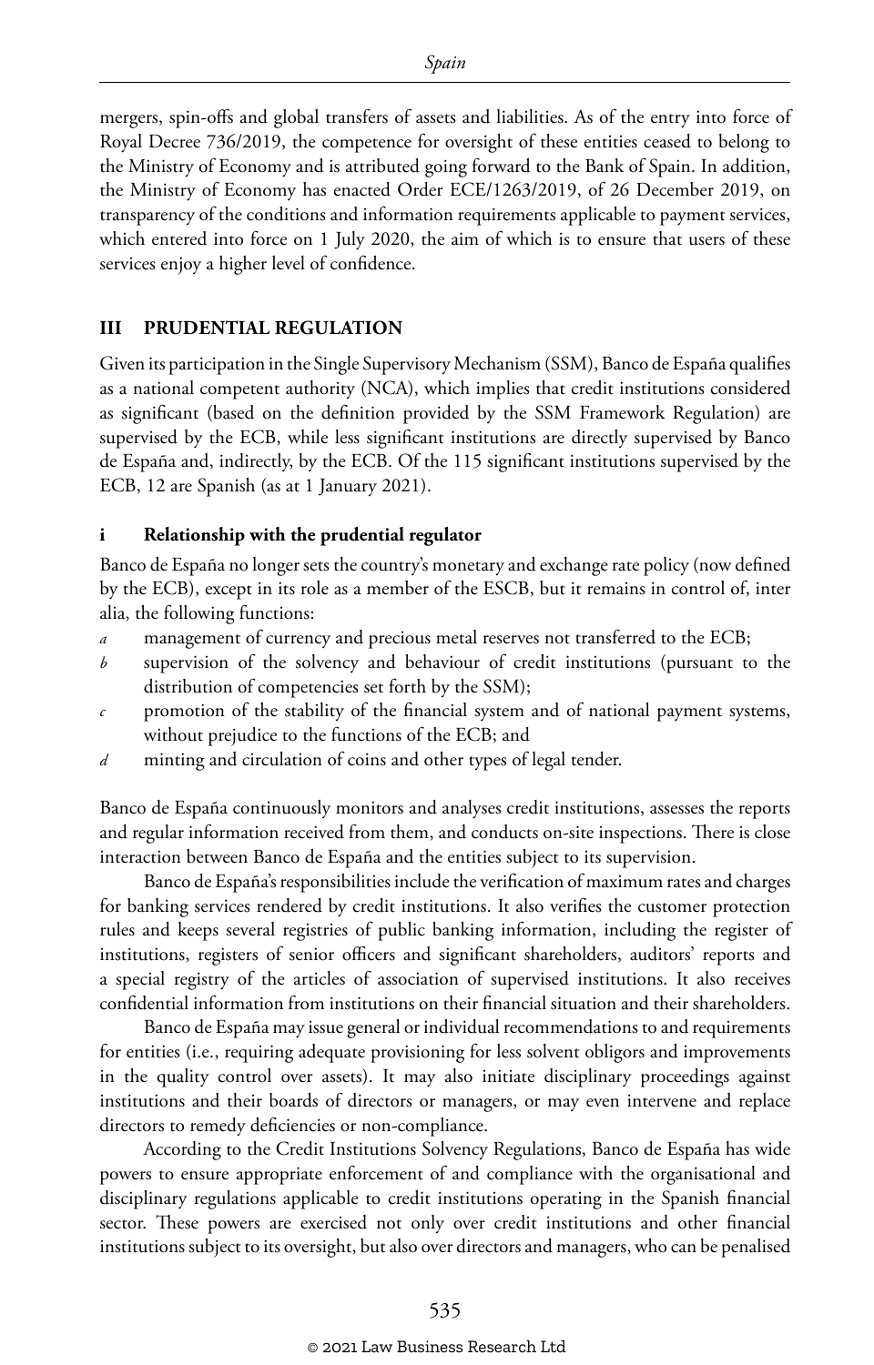mergers, spin-offs and global transfers of assets and liabilities. As of the entry into force of Royal Decree 736/2019, the competence for oversight of these entities ceased to belong to the Ministry of Economy and is attributed going forward to the Bank of Spain. In addition, the Ministry of Economy has enacted Order ECE/1263/2019, of 26 December 2019, on transparency of the conditions and information requirements applicable to payment services, which entered into force on 1 July 2020, the aim of which is to ensure that users of these services enjoy a higher level of confidence.

## III PRUDENTIAL REGULATION

Given its participation in the Single Supervisory Mechanism (SSM), Banco de España qualifies as a national competent authority (NCA), which implies that credit institutions considered as significant (based on the definition provided by the SSM Framework Regulation) are supervised by the ECB, while less significant institutions are directly supervised by Banco de España and, indirectly, by the ECB. Of the 115 significant institutions supervised by the ECB, 12 are Spanish (as at 1 January 2021).

### i Relationship with the prudential regulator

Banco de España no longer sets the country's monetary and exchange rate policy (now defined by the ECB), except in its role as a member of the ESCB, but it remains in control of, inter alia, the following functions:

*a* management of currency and precious metal reserves not transferred to the ECB;

*b* supervision of the solvency and behaviour of credit institutions (pursuant to the distribution of competencies set forth by the SSM);

*c* promotion of the stability of the financial system and of national payment systems, without prejudice to the functions of the ECB; and

*d* minting and circulation of coins and other types of legal tender.

Banco de España continuously monitors and analyses credit institutions, assesses the reports and regular information received from them, and conducts on-site inspections. There is close interaction between Banco de España and the entities subject to its supervision.

Banco de España's responsibilities include the verification of maximum rates and charges for banking services rendered by credit institutions. It also verifies the customer protection rules and keeps several registries of public banking information, including the register of institutions, registers of senior officers and significant shareholders, auditors' reports and a special registry of the articles of association of supervised institutions. It also receives confidential information from institutions on their financial situation and their shareholders.

Banco de España may issue general or individual recommendations to and requirements for entities (i.e., requiring adequate provisioning for less solvent obligors and improvements in the quality control over assets). It may also initiate disciplinary proceedings against institutions and their boards of directors or managers, or may even intervene and replace directors to remedy deficiencies or non-compliance.

According to the Credit Institutions Solvency Regulations, Banco de España has wide powers to ensure appropriate enforcement of and compliance with the organisational and disciplinary regulations applicable to credit institutions operating in the Spanish financial sector. These powers are exercised not only over credit institutions and other financial institutions subject to its oversight, but also over directors and managers, who can be penalised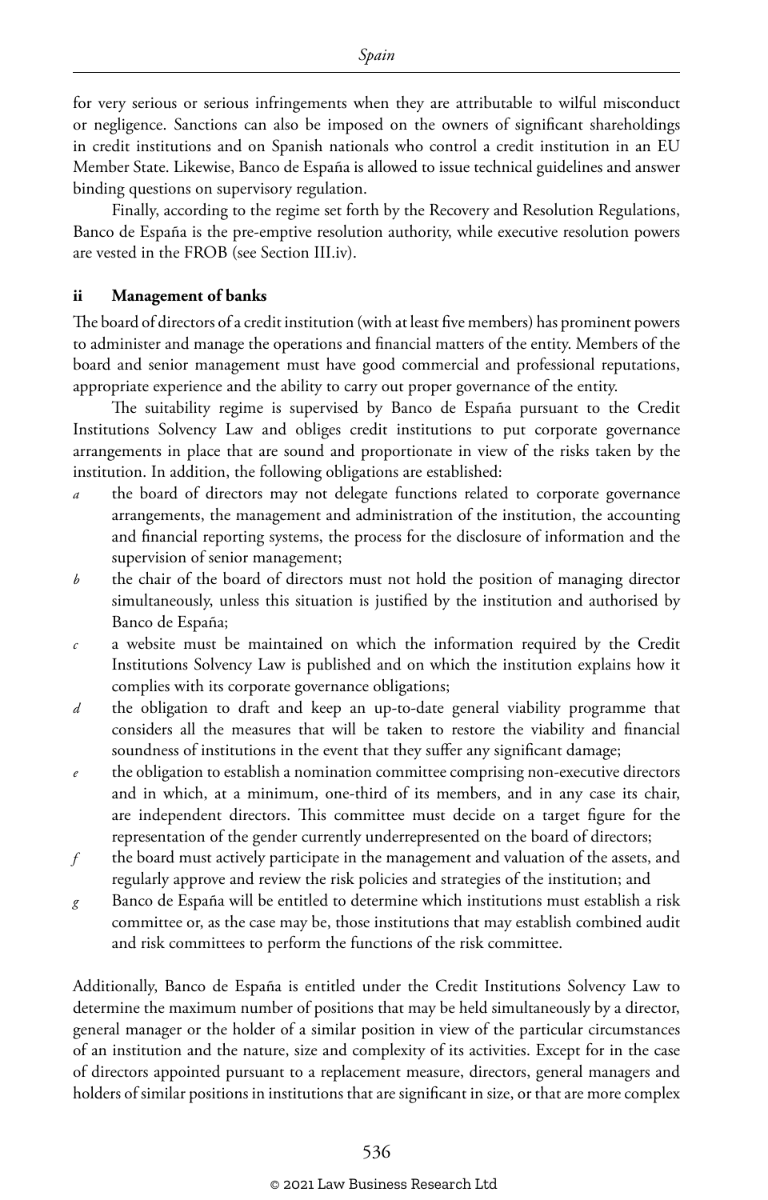for very serious or serious infringements when they are attributable to wilful misconduct or negligence. Sanctions can also be imposed on the owners of significant shareholdings in credit institutions and on Spanish nationals who control a credit institution in an EU Member State. Likewise, Banco de España is allowed to issue technical guidelines and answer binding questions on supervisory regulation.

Finally, according to the regime set forth by the Recovery and Resolution Regulations, Banco de España is the pre-emptive resolution authority, while executive resolution powers are vested in the FROB (see Section III.iv).

### ii Management of banks

The board of directors of a credit institution (with at least five members) has prominent powers to administer and manage the operations and financial matters of the entity. Members of the board and senior management must have good commercial and professional reputations, appropriate experience and the ability to carry out proper governance of the entity.

The suitability regime is supervised by Banco de España pursuant to the Credit Institutions Solvency Law and obliges credit institutions to put corporate governance arrangements in place that are sound and proportionate in view of the risks taken by the institution. In addition, the following obligations are established:

*a* the board of directors may not delegate functions related to corporate governance arrangements, the management and administration of the institution, the accounting and financial reporting systems, the process for the disclosure of information and the supervision of senior management;

*b* the chair of the board of directors must not hold the position of managing director simultaneously, unless this situation is justified by the institution and authorised by Banco de España;

*c* a website must be maintained on which the information required by the Credit Institutions Solvency Law is published and on which the institution explains how it complies with its corporate governance obligations;

*d* the obligation to draft and keep an up-to-date general viability programme that considers all the measures that will be taken to restore the viability and financial soundness of institutions in the event that they suffer any significant damage;

*e* the obligation to establish a nomination committee comprising non-executive directors and in which, at a minimum, one-third of its members, and in any case its chair, are independent directors. This committee must decide on a target figure for the representation of the gender currently underrepresented on the board of directors;

*f* the board must actively participate in the management and valuation of the assets, and regularly approve and review the risk policies and strategies of the institution; and

*g* Banco de España will be entitled to determine which institutions must establish a risk committee or, as the case may be, those institutions that may establish combined audit and risk committees to perform the functions of the risk committee.

Additionally, Banco de España is entitled under the Credit Institutions Solvency Law to determine the maximum number of positions that may be held simultaneously by a director, general manager or the holder of a similar position in view of the particular circumstances of an institution and the nature, size and complexity of its activities. Except for in the case of directors appointed pursuant to a replacement measure, directors, general managers and holders of similar positions in institutions that are significant in size, or that are more complex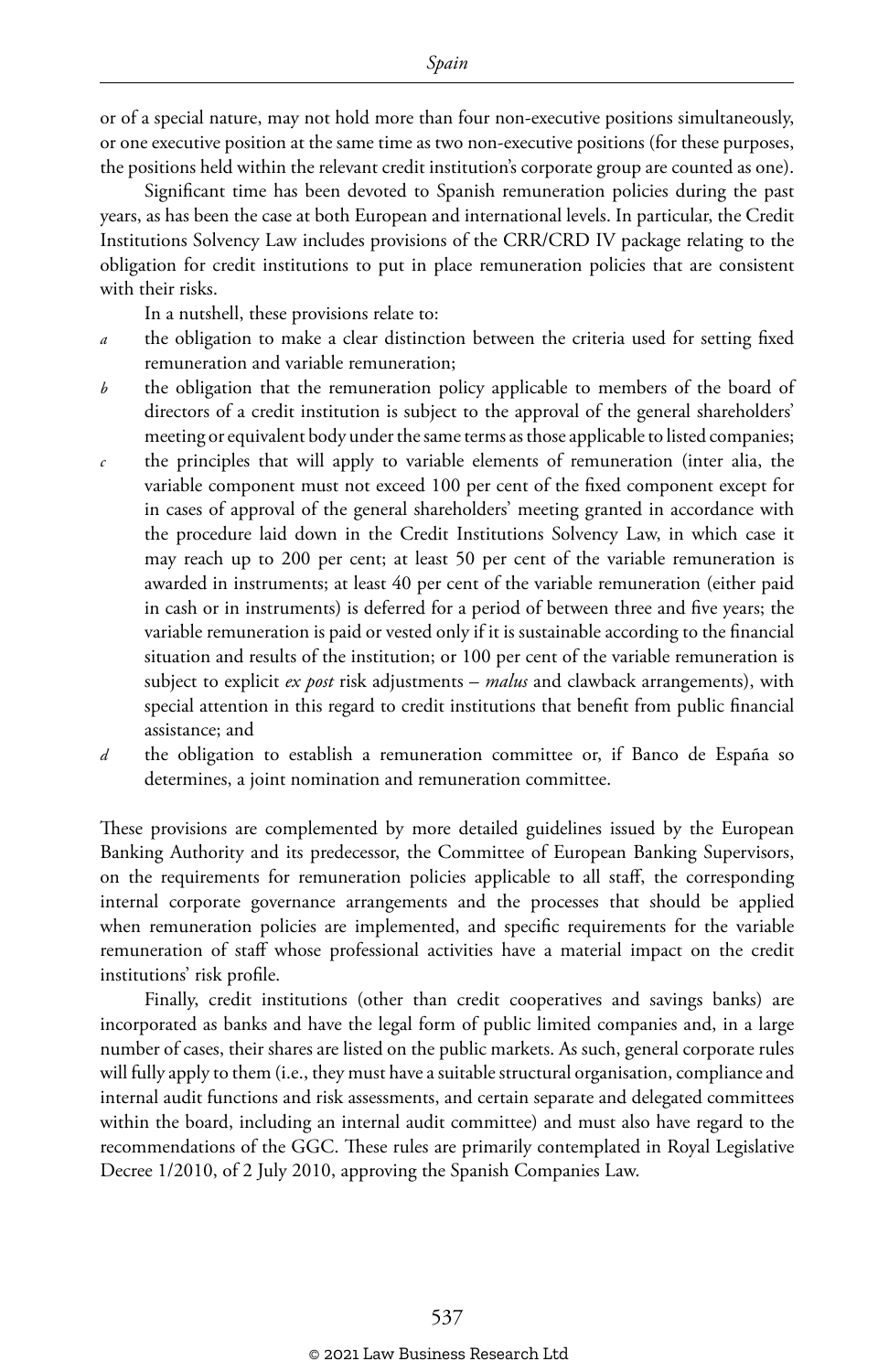or of a special nature, may not hold more than four non-executive positions simultaneously, or one executive position at the same time as two non-executive positions (for these purposes, the positions held within the relevant credit institution's corporate group are counted as one).

Significant time has been devoted to Spanish remuneration policies during the past years, as has been the case at both European and international levels. In particular, the Credit Institutions Solvency Law includes provisions of the CRR/CRD IV package relating to the obligation for credit institutions to put in place remuneration policies that are consistent with their risks.

In a nutshell, these provisions relate to:

*a* the obligation to make a clear distinction between the criteria used for setting fixed remuneration and variable remuneration;

*b* the obligation that the remuneration policy applicable to members of the board of directors of a credit institution is subject to the approval of the general shareholders' meeting or equivalent body under the same terms as those applicable to listed companies;

*c* the principles that will apply to variable elements of remuneration (inter alia, the variable component must not exceed 100 per cent of the fixed component except for in cases of approval of the general shareholders' meeting granted in accordance with the procedure laid down in the Credit Institutions Solvency Law, in which case it may reach up to 200 per cent; at least 50 per cent of the variable remuneration is awarded in instruments; at least 40 per cent of the variable remuneration (either paid in cash or in instruments) is deferred for a period of between three and five years; the variable remuneration is paid or vested only if it is sustainable according to the financial situation and results of the institution; or 100 per cent of the variable remuneration is subject to explicit *ex post* risk adjustments – *malus* and clawback arrangements), with special attention in this regard to credit institutions that benefit from public financial assistance; and

*d* the obligation to establish a remuneration committee or, if Banco de España so determines, a joint nomination and remuneration committee.

These provisions are complemented by more detailed guidelines issued by the European Banking Authority and its predecessor, the Committee of European Banking Supervisors, on the requirements for remuneration policies applicable to all staff, the corresponding internal corporate governance arrangements and the processes that should be applied when remuneration policies are implemented, and specific requirements for the variable remuneration of staff whose professional activities have a material impact on the credit institutions' risk profile.

Finally, credit institutions (other than credit cooperatives and savings banks) are incorporated as banks and have the legal form of public limited companies and, in a large number of cases, their shares are listed on the public markets. As such, general corporate rules will fully apply to them (i.e., they must have a suitable structural organisation, compliance and internal audit functions and risk assessments, and certain separate and delegated committees within the board, including an internal audit committee) and must also have regard to the recommendations of the GGC. These rules are primarily contemplated in Royal Legislative Decree 1/2010, of 2 July 2010, approving the Spanish Companies Law.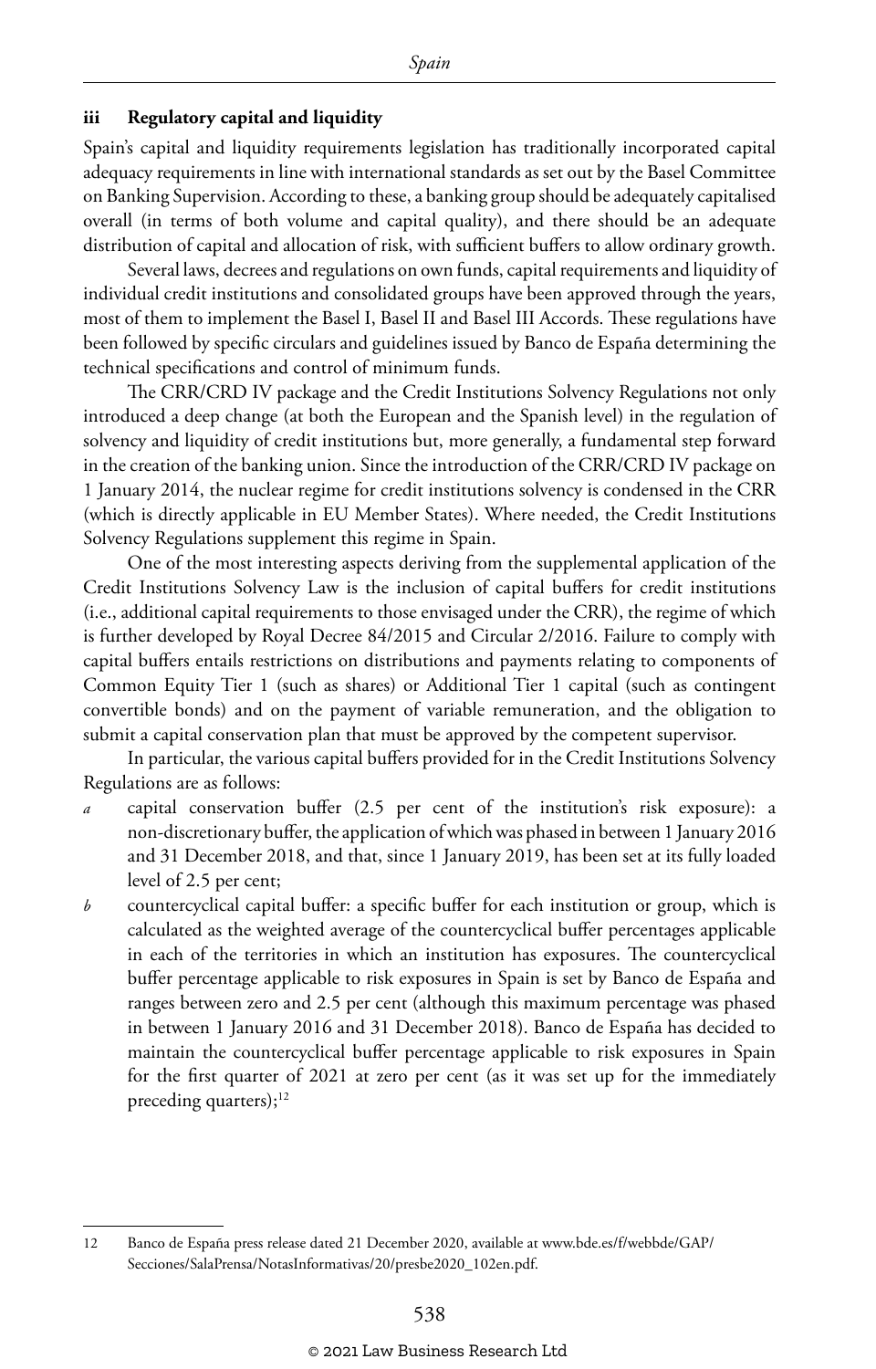### iii Regulatory capital and liquidity

Spain's capital and liquidity requirements legislation has traditionally incorporated capital adequacy requirements in line with international standards as set out by the Basel Committee on Banking Supervision. According to these, a banking group should be adequately capitalised overall (in terms of both volume and capital quality), and there should be an adequate distribution of capital and allocation of risk, with sufficient buffers to allow ordinary growth.

Several laws, decrees and regulations on own funds, capital requirements and liquidity of individual credit institutions and consolidated groups have been approved through the years, most of them to implement the Basel I, Basel II and Basel III Accords. These regulations have been followed by specific circulars and guidelines issued by Banco de España determining the technical specifications and control of minimum funds.

The CRR/CRD IV package and the Credit Institutions Solvency Regulations not only introduced a deep change (at both the European and the Spanish level) in the regulation of solvency and liquidity of credit institutions but, more generally, a fundamental step forward in the creation of the banking union. Since the introduction of the CRR/CRD IV package on 1 January 2014, the nuclear regime for credit institutions solvency is condensed in the CRR (which is directly applicable in EU Member States). Where needed, the Credit Institutions Solvency Regulations supplement this regime in Spain.

One of the most interesting aspects deriving from the supplemental application of the Credit Institutions Solvency Law is the inclusion of capital buffers for credit institutions (i.e., additional capital requirements to those envisaged under the CRR), the regime of which is further developed by Royal Decree 84/2015 and Circular 2/2016. Failure to comply with capital buffers entails restrictions on distributions and payments relating to components of Common Equity Tier 1 (such as shares) or Additional Tier 1 capital (such as contingent convertible bonds) and on the payment of variable remuneration, and the obligation to submit a capital conservation plan that must be approved by the competent supervisor.

In particular, the various capital buffers provided for in the Credit Institutions Solvency Regulations are as follows:

*a* capital conservation buffer (2.5 per cent of the institution's risk exposure): a non-discretionary buffer, the application of which was phased in between 1 January 2016 and 31 December 2018, and that, since 1 January 2019, has been set at its fully loaded level of 2.5 per cent;

*b* countercyclical capital buffer: a specific buffer for each institution or group, which is calculated as the weighted average of the countercyclical buffer percentages applicable in each of the territories in which an institution has exposures. The countercyclical buffer percentage applicable to risk exposures in Spain is set by Banco de España and ranges between zero and 2.5 per cent (although this maximum percentage was phased in between 1 January 2016 and 31 December 2018). Banco de España has decided to maintain the countercyclical buffer percentage applicable to risk exposures in Spain for the first quarter of 2021 at zero per cent (as it was set up for the immediately preceding quarters);[12]

---

12 Banco de España press release dated 21 December 2020, available at www.bde.es/f/webbde/GAP/Secciones/SalaPrensa/NotasInformativas/20/presbe2020_102en.pdf.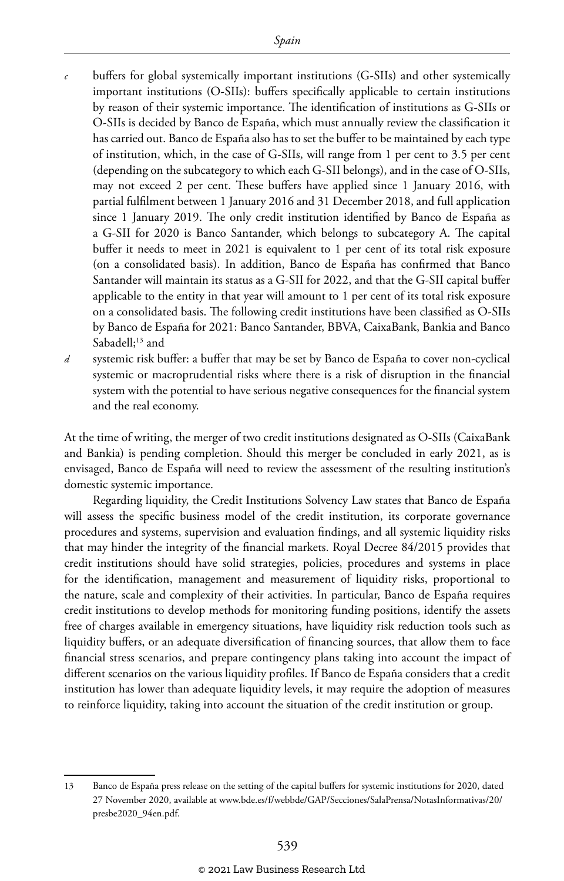*c* buffers for global systemically important institutions (G-SIIs) and other systemically important institutions (O-SIIs): buffers specifically applicable to certain institutions by reason of their systemic importance. The identification of institutions as G-SIIs or O-SIIs is decided by Banco de España, which must annually review the classification it has carried out. Banco de España also has to set the buffer to be maintained by each type of institution, which, in the case of G-SIIs, will range from 1 per cent to 3.5 per cent (depending on the subcategory to which each G-SII belongs), and in the case of O-SIIs, may not exceed 2 per cent. These buffers have applied since 1 January 2016, with partial fulfilment between 1 January 2016 and 31 December 2018, and full application since 1 January 2019. The only credit institution identified by Banco de España as a G-SII for 2020 is Banco Santander, which belongs to subcategory A. The capital buffer it needs to meet in 2021 is equivalent to 1 per cent of its total risk exposure (on a consolidated basis). In addition, Banco de España has confirmed that Banco Santander will maintain its status as a G-SII for 2022, and that the G-SII capital buffer applicable to the entity in that year will amount to 1 per cent of its total risk exposure on a consolidated basis. The following credit institutions have been classified as O-SIIs by Banco de España for 2021: Banco Santander, BBVA, CaixaBank, Bankia and Banco Sabadell;[13] and

*d* systemic risk buffer: a buffer that may be set by Banco de España to cover non-cyclical systemic or macroprudential risks where there is a risk of disruption in the financial system with the potential to have serious negative consequences for the financial system and the real economy.

At the time of writing, the merger of two credit institutions designated as O-SIIs (CaixaBank and Bankia) is pending completion. Should this merger be concluded in early 2021, as is envisaged, Banco de España will need to review the assessment of the resulting institution's domestic systemic importance.

Regarding liquidity, the Credit Institutions Solvency Law states that Banco de España will assess the specific business model of the credit institution, its corporate governance procedures and systems, supervision and evaluation findings, and all systemic liquidity risks that may hinder the integrity of the financial markets. Royal Decree 84/2015 provides that credit institutions should have solid strategies, policies, procedures and systems in place for the identification, management and measurement of liquidity risks, proportional to the nature, scale and complexity of their activities. In particular, Banco de España requires credit institutions to develop methods for monitoring funding positions, identify the assets free of charges available in emergency situations, have liquidity risk reduction tools such as liquidity buffers, or an adequate diversification of financing sources, that allow them to face financial stress scenarios, and prepare contingency plans taking into account the impact of different scenarios on the various liquidity profiles. If Banco de España considers that a credit institution has lower than adequate liquidity levels, it may require the adoption of measures to reinforce liquidity, taking into account the situation of the credit institution or group.

---

13 Banco de España press release on the setting of the capital buffers for systemic institutions for 2020, dated 27 November 2020, available at www.bde.es/f/webbde/GAP/Secciones/SalaPrensa/NotasInformativas/20/presbe2020_94en.pdf.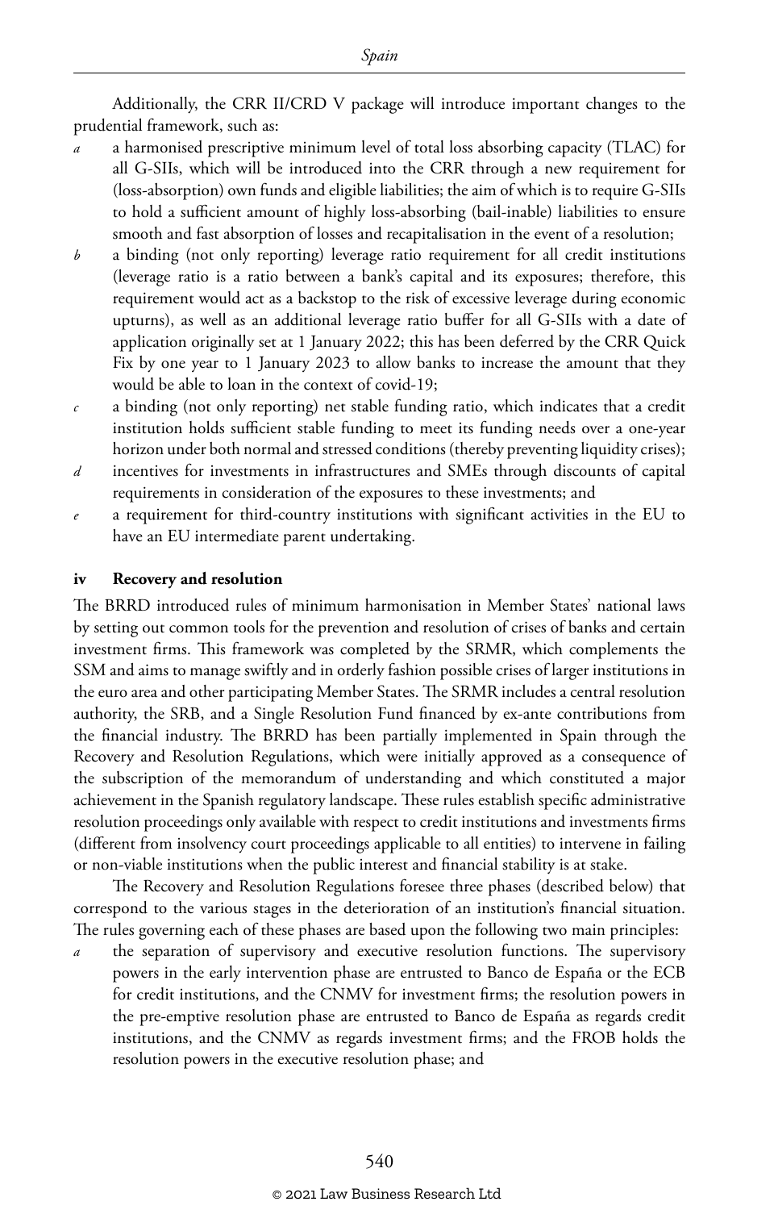Additionally, the CRR II/CRD V package will introduce important changes to the prudential framework, such as:

*a* a harmonised prescriptive minimum level of total loss absorbing capacity (TLAC) for all G-SIIs, which will be introduced into the CRR through a new requirement for (loss-absorption) own funds and eligible liabilities; the aim of which is to require G-SIIs to hold a sufficient amount of highly loss-absorbing (bail-inable) liabilities to ensure smooth and fast absorption of losses and recapitalisation in the event of a resolution;

*b* a binding (not only reporting) leverage ratio requirement for all credit institutions (leverage ratio is a ratio between a bank's capital and its exposures; therefore, this requirement would act as a backstop to the risk of excessive leverage during economic upturns), as well as an additional leverage ratio buffer for all G-SIIs with a date of application originally set at 1 January 2022; this has been deferred by the CRR Quick Fix by one year to 1 January 2023 to allow banks to increase the amount that they would be able to loan in the context of covid-19;

*c* a binding (not only reporting) net stable funding ratio, which indicates that a credit institution holds sufficient stable funding to meet its funding needs over a one-year horizon under both normal and stressed conditions (thereby preventing liquidity crises);

*d* incentives for investments in infrastructures and SMEs through discounts of capital requirements in consideration of the exposures to these investments; and

*e* a requirement for third-country institutions with significant activities in the EU to have an EU intermediate parent undertaking.

#### iv Recovery and resolution

The BRRD introduced rules of minimum harmonisation in Member States' national laws by setting out common tools for the prevention and resolution of crises of banks and certain investment firms. This framework was completed by the SRMR, which complements the SSM and aims to manage swiftly and in orderly fashion possible crises of larger institutions in the euro area and other participating Member States. The SRMR includes a central resolution authority, the SRB, and a Single Resolution Fund financed by ex-ante contributions from the financial industry. The BRRD has been partially implemented in Spain through the Recovery and Resolution Regulations, which were initially approved as a consequence of the subscription of the memorandum of understanding and which constituted a major achievement in the Spanish regulatory landscape. These rules establish specific administrative resolution proceedings only available with respect to credit institutions and investments firms (different from insolvency court proceedings applicable to all entities) to intervene in failing or non-viable institutions when the public interest and financial stability is at stake.

The Recovery and Resolution Regulations foresee three phases (described below) that correspond to the various stages in the deterioration of an institution's financial situation. The rules governing each of these phases are based upon the following two main principles:

*a* the separation of supervisory and executive resolution functions. The supervisory powers in the early intervention phase are entrusted to Banco de España or the ECB for credit institutions, and the CNMV for investment firms; the resolution powers in the pre-emptive resolution phase are entrusted to Banco de España as regards credit institutions, and the CNMV as regards investment firms; and the FROB holds the resolution powers in the executive resolution phase; and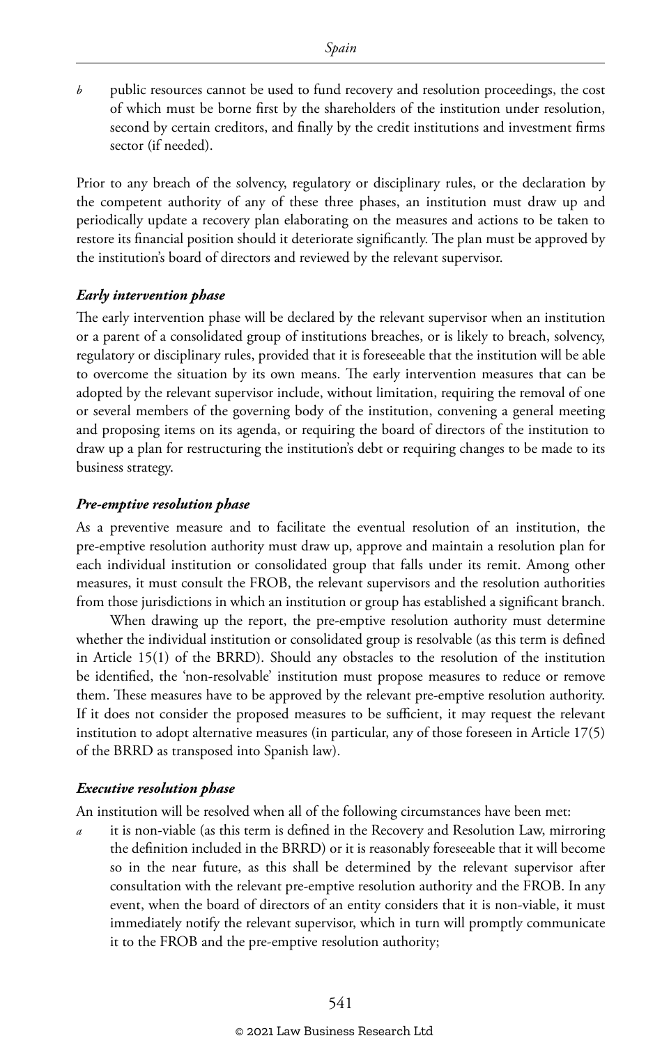*b* public resources cannot be used to fund recovery and resolution proceedings, the cost of which must be borne first by the shareholders of the institution under resolution, second by certain creditors, and finally by the credit institutions and investment firms sector (if needed).

Prior to any breach of the solvency, regulatory or disciplinary rules, or the declaration by the competent authority of any of these three phases, an institution must draw up and periodically update a recovery plan elaborating on the measures and actions to be taken to restore its financial position should it deteriorate significantly. The plan must be approved by the institution's board of directors and reviewed by the relevant supervisor.

***Early intervention phase***

The early intervention phase will be declared by the relevant supervisor when an institution or a parent of a consolidated group of institutions breaches, or is likely to breach, solvency, regulatory or disciplinary rules, provided that it is foreseeable that the institution will be able to overcome the situation by its own means. The early intervention measures that can be adopted by the relevant supervisor include, without limitation, requiring the removal of one or several members of the governing body of the institution, convening a general meeting and proposing items on its agenda, or requiring the board of directors of the institution to draw up a plan for restructuring the institution's debt or requiring changes to be made to its business strategy.

***Pre-emptive resolution phase***

As a preventive measure and to facilitate the eventual resolution of an institution, the pre-emptive resolution authority must draw up, approve and maintain a resolution plan for each individual institution or consolidated group that falls under its remit. Among other measures, it must consult the FROB, the relevant supervisors and the resolution authorities from those jurisdictions in which an institution or group has established a significant branch.

When drawing up the report, the pre-emptive resolution authority must determine whether the individual institution or consolidated group is resolvable (as this term is defined in Article 15(1) of the BRRD). Should any obstacles to the resolution of the institution be identified, the 'non-resolvable' institution must propose measures to reduce or remove them. These measures have to be approved by the relevant pre-emptive resolution authority. If it does not consider the proposed measures to be sufficient, it may request the relevant institution to adopt alternative measures (in particular, any of those foreseen in Article 17(5) of the BRRD as transposed into Spanish law).

***Executive resolution phase***

An institution will be resolved when all of the following circumstances have been met:

*a* it is non-viable (as this term is defined in the Recovery and Resolution Law, mirroring the definition included in the BRRD) or it is reasonably foreseeable that it will become so in the near future, as this shall be determined by the relevant supervisor after consultation with the relevant pre-emptive resolution authority and the FROB. In any event, when the board of directors of an entity considers that it is non-viable, it must immediately notify the relevant supervisor, which in turn will promptly communicate it to the FROB and the pre-emptive resolution authority;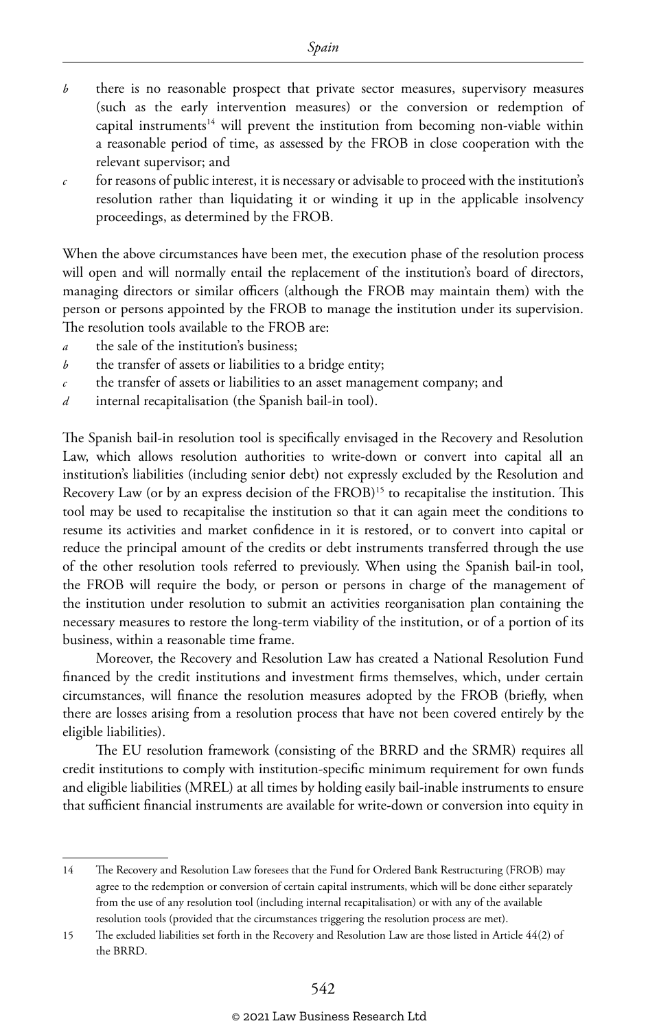- *b* there is no reasonable prospect that private sector measures, supervisory measures (such as the early intervention measures) or the conversion or redemption of capital instruments[14] will prevent the institution from becoming non-viable within a reasonable period of time, as assessed by the FROB in close cooperation with the relevant supervisor; and
- *c* for reasons of public interest, it is necessary or advisable to proceed with the institution's resolution rather than liquidating it or winding it up in the applicable insolvency proceedings, as determined by the FROB.

When the above circumstances have been met, the execution phase of the resolution process will open and will normally entail the replacement of the institution's board of directors, managing directors or similar officers (although the FROB may maintain them) with the person or persons appointed by the FROB to manage the institution under its supervision. The resolution tools available to the FROB are:

- *a* the sale of the institution's business;
- *b* the transfer of assets or liabilities to a bridge entity;
- *c* the transfer of assets or liabilities to an asset management company; and
- *d* internal recapitalisation (the Spanish bail-in tool).

The Spanish bail-in resolution tool is specifically envisaged in the Recovery and Resolution Law, which allows resolution authorities to write-down or convert into capital all an institution's liabilities (including senior debt) not expressly excluded by the Resolution and Recovery Law (or by an express decision of the FROB)[15] to recapitalise the institution. This tool may be used to recapitalise the institution so that it can again meet the conditions to resume its activities and market confidence in it is restored, or to convert into capital or reduce the principal amount of the credits or debt instruments transferred through the use of the other resolution tools referred to previously. When using the Spanish bail-in tool, the FROB will require the body, or person or persons in charge of the management of the institution under resolution to submit an activities reorganisation plan containing the necessary measures to restore the long-term viability of the institution, or of a portion of its business, within a reasonable time frame.

Moreover, the Recovery and Resolution Law has created a National Resolution Fund financed by the credit institutions and investment firms themselves, which, under certain circumstances, will finance the resolution measures adopted by the FROB (briefly, when there are losses arising from a resolution process that have not been covered entirely by the eligible liabilities).

The EU resolution framework (consisting of the BRRD and the SRMR) requires all credit institutions to comply with institution-specific minimum requirement for own funds and eligible liabilities (MREL) at all times by holding easily bail-inable instruments to ensure that sufficient financial instruments are available for write-down or conversion into equity in

---

14 The Recovery and Resolution Law foresees that the Fund for Ordered Bank Restructuring (FROB) may agree to the redemption or conversion of certain capital instruments, which will be done either separately from the use of any resolution tool (including internal recapitalisation) or with any of the available resolution tools (provided that the circumstances triggering the resolution process are met).

15 The excluded liabilities set forth in the Recovery and Resolution Law are those listed in Article 44(2) of the BRRD.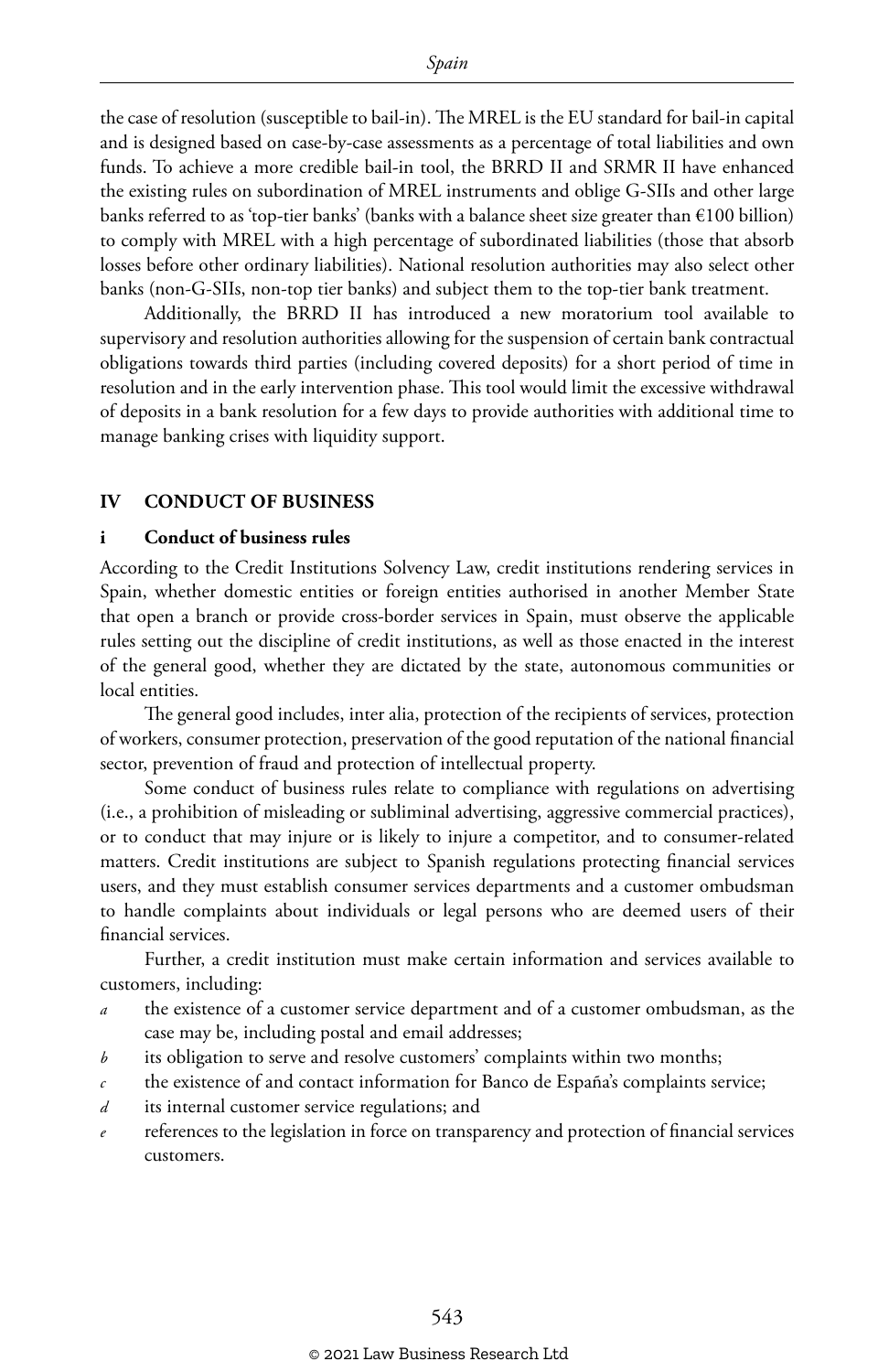the case of resolution (susceptible to bail-in). The MREL is the EU standard for bail-in capital and is designed based on case-by-case assessments as a percentage of total liabilities and own funds. To achieve a more credible bail-in tool, the BRRD II and SRMR II have enhanced the existing rules on subordination of MREL instruments and oblige G-SIIs and other large banks referred to as 'top-tier banks' (banks with a balance sheet size greater than €100 billion) to comply with MREL with a high percentage of subordinated liabilities (those that absorb losses before other ordinary liabilities). National resolution authorities may also select other banks (non-G-SIIs, non-top tier banks) and subject them to the top-tier bank treatment.

Additionally, the BRRD II has introduced a new moratorium tool available to supervisory and resolution authorities allowing for the suspension of certain bank contractual obligations towards third parties (including covered deposits) for a short period of time in resolution and in the early intervention phase. This tool would limit the excessive withdrawal of deposits in a bank resolution for a few days to provide authorities with additional time to manage banking crises with liquidity support.

## IV CONDUCT OF BUSINESS

### i Conduct of business rules

According to the Credit Institutions Solvency Law, credit institutions rendering services in Spain, whether domestic entities or foreign entities authorised in another Member State that open a branch or provide cross-border services in Spain, must observe the applicable rules setting out the discipline of credit institutions, as well as those enacted in the interest of the general good, whether they are dictated by the state, autonomous communities or local entities.

The general good includes, inter alia, protection of the recipients of services, protection of workers, consumer protection, preservation of the good reputation of the national financial sector, prevention of fraud and protection of intellectual property.

Some conduct of business rules relate to compliance with regulations on advertising (i.e., a prohibition of misleading or subliminal advertising, aggressive commercial practices), or to conduct that may injure or is likely to injure a competitor, and to consumer-related matters. Credit institutions are subject to Spanish regulations protecting financial services users, and they must establish consumer services departments and a customer ombudsman to handle complaints about individuals or legal persons who are deemed users of their financial services.

Further, a credit institution must make certain information and services available to customers, including:

- *a* the existence of a customer service department and of a customer ombudsman, as the case may be, including postal and email addresses;
- *b* its obligation to serve and resolve customers' complaints within two months;
- *c* the existence of and contact information for Banco de España's complaints service;
- *d* its internal customer service regulations; and
- *e* references to the legislation in force on transparency and protection of financial services customers.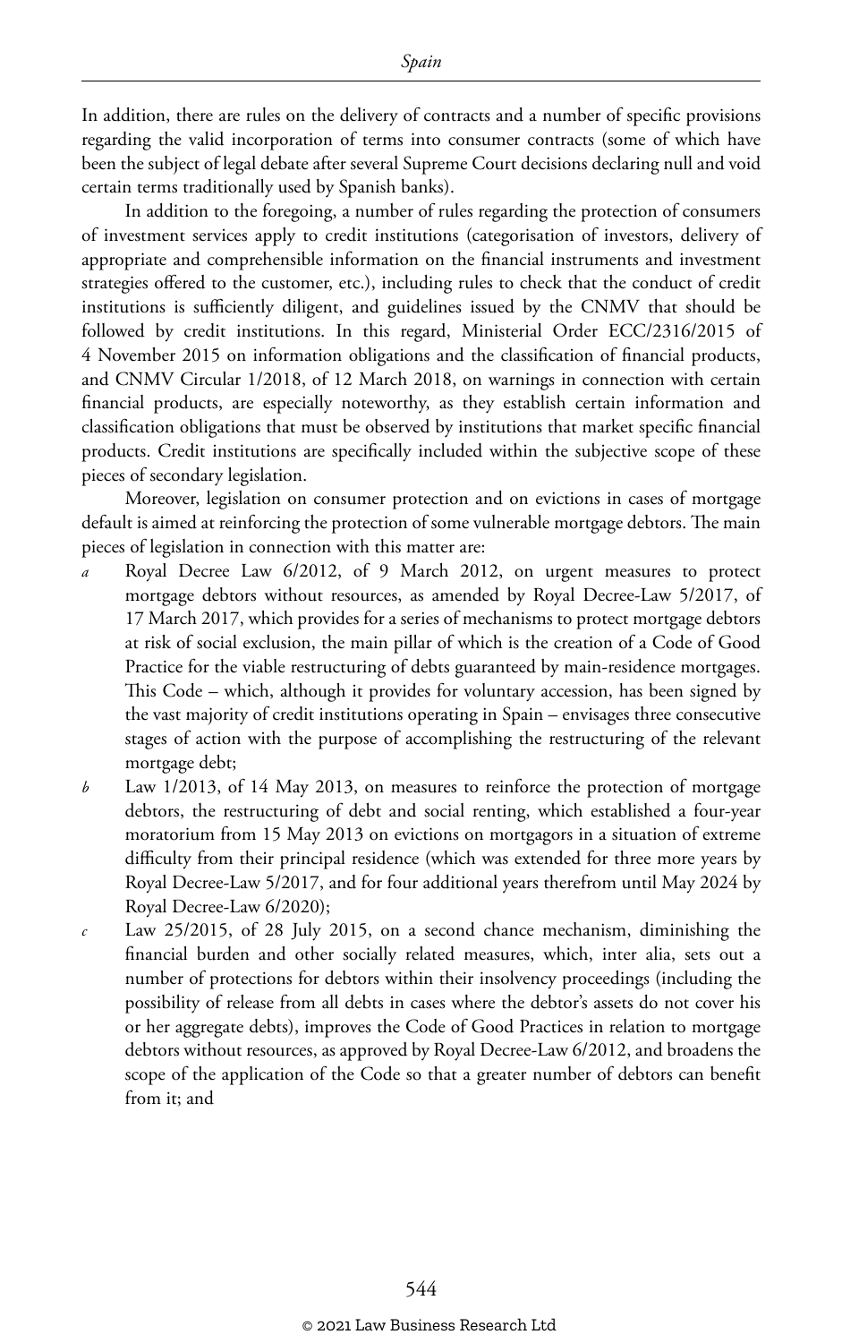In addition, there are rules on the delivery of contracts and a number of specific provisions regarding the valid incorporation of terms into consumer contracts (some of which have been the subject of legal debate after several Supreme Court decisions declaring null and void certain terms traditionally used by Spanish banks).

In addition to the foregoing, a number of rules regarding the protection of consumers of investment services apply to credit institutions (categorisation of investors, delivery of appropriate and comprehensible information on the financial instruments and investment strategies offered to the customer, etc.), including rules to check that the conduct of credit institutions is sufficiently diligent, and guidelines issued by the CNMV that should be followed by credit institutions. In this regard, Ministerial Order ECC/2316/2015 of 4 November 2015 on information obligations and the classification of financial products, and CNMV Circular 1/2018, of 12 March 2018, on warnings in connection with certain financial products, are especially noteworthy, as they establish certain information and classification obligations that must be observed by institutions that market specific financial products. Credit institutions are specifically included within the subjective scope of these pieces of secondary legislation.

Moreover, legislation on consumer protection and on evictions in cases of mortgage default is aimed at reinforcing the protection of some vulnerable mortgage debtors. The main pieces of legislation in connection with this matter are:

- *a* Royal Decree Law 6/2012, of 9 March 2012, on urgent measures to protect mortgage debtors without resources, as amended by Royal Decree-Law 5/2017, of 17 March 2017, which provides for a series of mechanisms to protect mortgage debtors at risk of social exclusion, the main pillar of which is the creation of a Code of Good Practice for the viable restructuring of debts guaranteed by main-residence mortgages. This Code – which, although it provides for voluntary accession, has been signed by the vast majority of credit institutions operating in Spain – envisages three consecutive stages of action with the purpose of accomplishing the restructuring of the relevant mortgage debt;
- *b* Law 1/2013, of 14 May 2013, on measures to reinforce the protection of mortgage debtors, the restructuring of debt and social renting, which established a four-year moratorium from 15 May 2013 on evictions on mortgagors in a situation of extreme difficulty from their principal residence (which was extended for three more years by Royal Decree-Law 5/2017, and for four additional years therefrom until May 2024 by Royal Decree-Law 6/2020);
- *c* Law 25/2015, of 28 July 2015, on a second chance mechanism, diminishing the financial burden and other socially related measures, which, inter alia, sets out a number of protections for debtors within their insolvency proceedings (including the possibility of release from all debts in cases where the debtor's assets do not cover his or her aggregate debts), improves the Code of Good Practices in relation to mortgage debtors without resources, as approved by Royal Decree-Law 6/2012, and broadens the scope of the application of the Code so that a greater number of debtors can benefit from it; and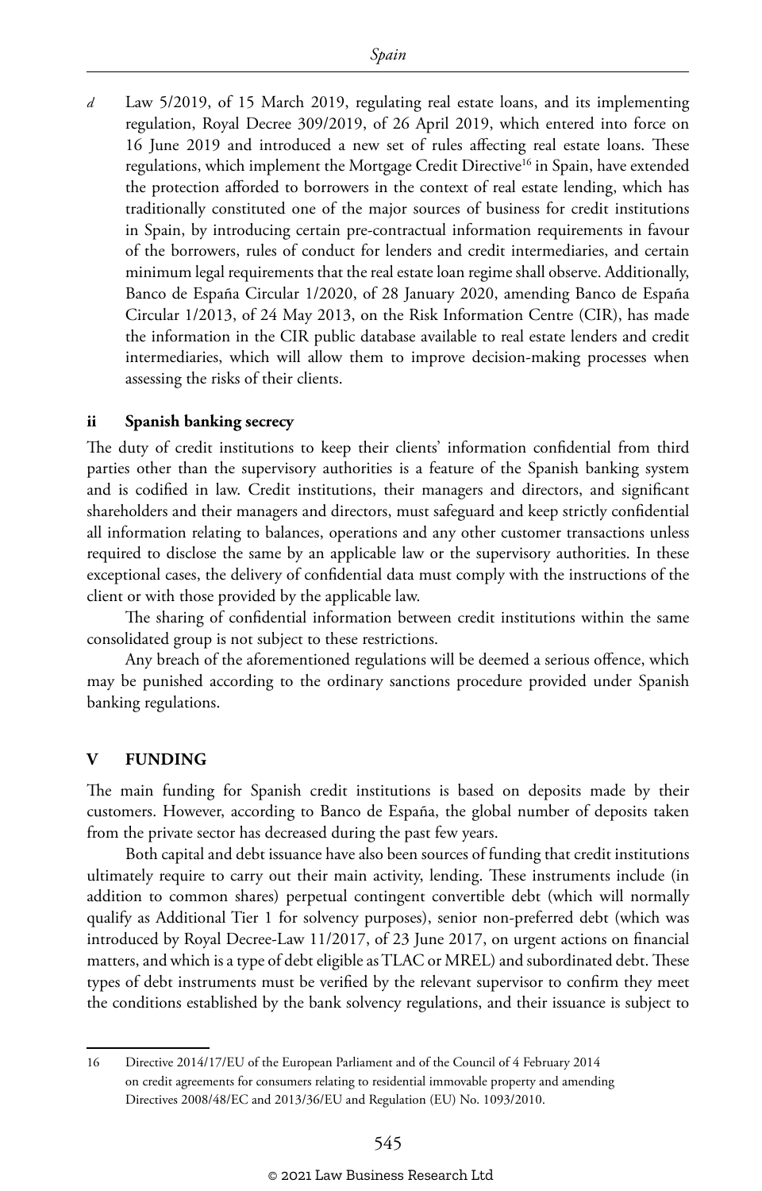*d* Law 5/2019, of 15 March 2019, regulating real estate loans, and its implementing regulation, Royal Decree 309/2019, of 26 April 2019, which entered into force on 16 June 2019 and introduced a new set of rules affecting real estate loans. These regulations, which implement the Mortgage Credit Directive[16] in Spain, have extended the protection afforded to borrowers in the context of real estate lending, which has traditionally constituted one of the major sources of business for credit institutions in Spain, by introducing certain pre-contractual information requirements in favour of the borrowers, rules of conduct for lenders and credit intermediaries, and certain minimum legal requirements that the real estate loan regime shall observe. Additionally, Banco de España Circular 1/2020, of 28 January 2020, amending Banco de España Circular 1/2013, of 24 May 2013, on the Risk Information Centre (CIR), has made the information in the CIR public database available to real estate lenders and credit intermediaries, which will allow them to improve decision-making processes when assessing the risks of their clients.

### ii Spanish banking secrecy

The duty of credit institutions to keep their clients' information confidential from third parties other than the supervisory authorities is a feature of the Spanish banking system and is codified in law. Credit institutions, their managers and directors, and significant shareholders and their managers and directors, must safeguard and keep strictly confidential all information relating to balances, operations and any other customer transactions unless required to disclose the same by an applicable law or the supervisory authorities. In these exceptional cases, the delivery of confidential data must comply with the instructions of the client or with those provided by the applicable law.

The sharing of confidential information between credit institutions within the same consolidated group is not subject to these restrictions.

Any breach of the aforementioned regulations will be deemed a serious offence, which may be punished according to the ordinary sanctions procedure provided under Spanish banking regulations.

## V FUNDING

The main funding for Spanish credit institutions is based on deposits made by their customers. However, according to Banco de España, the global number of deposits taken from the private sector has decreased during the past few years.

Both capital and debt issuance have also been sources of funding that credit institutions ultimately require to carry out their main activity, lending. These instruments include (in addition to common shares) perpetual contingent convertible debt (which will normally qualify as Additional Tier 1 for solvency purposes), senior non-preferred debt (which was introduced by Royal Decree-Law 11/2017, of 23 June 2017, on urgent actions on financial matters, and which is a type of debt eligible as TLAC or MREL) and subordinated debt. These types of debt instruments must be verified by the relevant supervisor to confirm they meet the conditions established by the bank solvency regulations, and their issuance is subject to

---

16 Directive 2014/17/EU of the European Parliament and of the Council of 4 February 2014 on credit agreements for consumers relating to residential immovable property and amending Directives 2008/48/EC and 2013/36/EU and Regulation (EU) No. 1093/2010.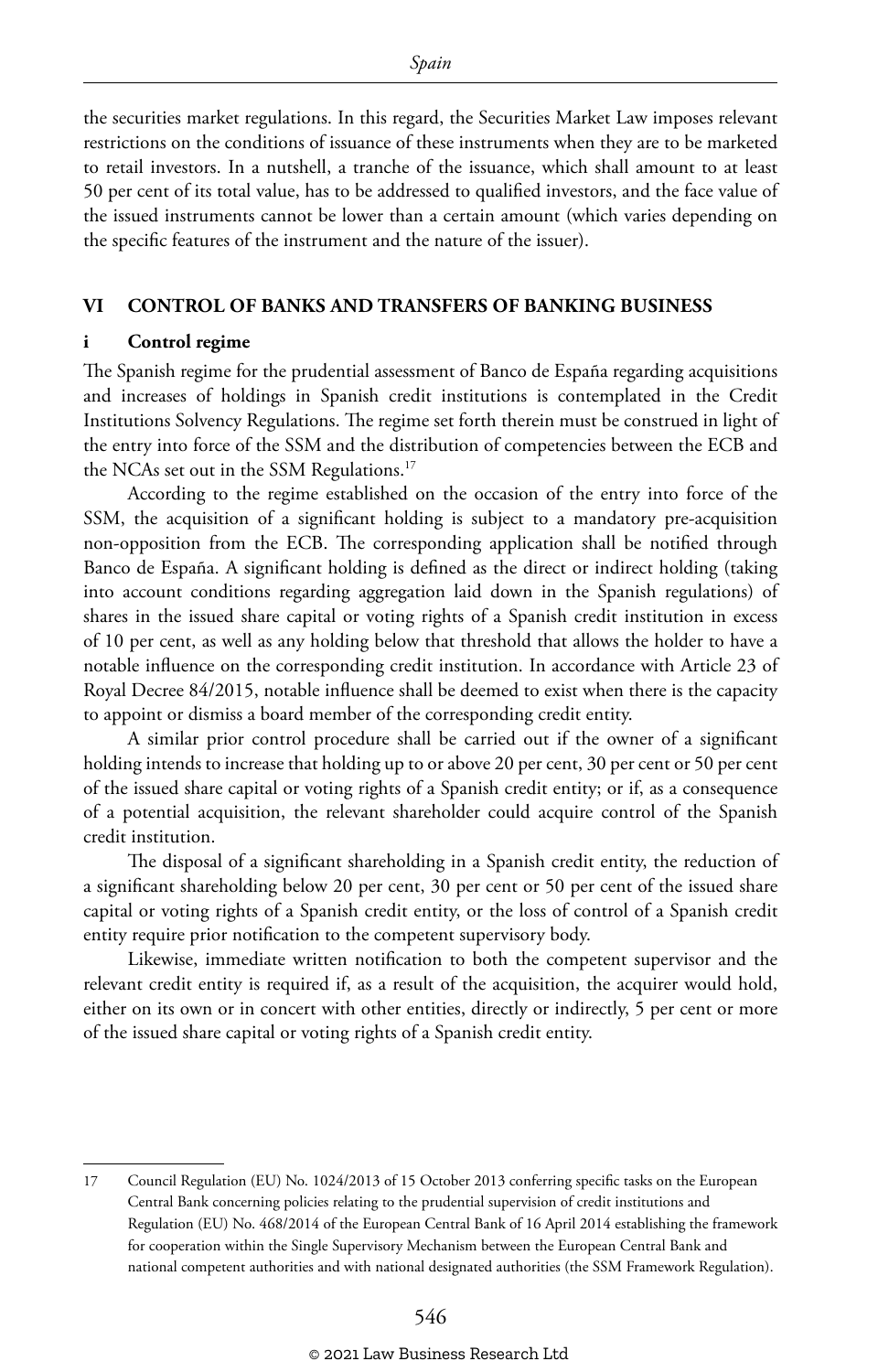the securities market regulations. In this regard, the Securities Market Law imposes relevant restrictions on the conditions of issuance of these instruments when they are to be marketed to retail investors. In a nutshell, a tranche of the issuance, which shall amount to at least 50 per cent of its total value, has to be addressed to qualified investors, and the face value of the issued instruments cannot be lower than a certain amount (which varies depending on the specific features of the instrument and the nature of the issuer).

## VI CONTROL OF BANKS AND TRANSFERS OF BANKING BUSINESS

### i Control regime

The Spanish regime for the prudential assessment of Banco de España regarding acquisitions and increases of holdings in Spanish credit institutions is contemplated in the Credit Institutions Solvency Regulations. The regime set forth therein must be construed in light of the entry into force of the SSM and the distribution of competencies between the ECB and the NCAs set out in the SSM Regulations.[17]

According to the regime established on the occasion of the entry into force of the SSM, the acquisition of a significant holding is subject to a mandatory pre-acquisition non-opposition from the ECB. The corresponding application shall be notified through Banco de España. A significant holding is defined as the direct or indirect holding (taking into account conditions regarding aggregation laid down in the Spanish regulations) of shares in the issued share capital or voting rights of a Spanish credit institution in excess of 10 per cent, as well as any holding below that threshold that allows the holder to have a notable influence on the corresponding credit institution. In accordance with Article 23 of Royal Decree 84/2015, notable influence shall be deemed to exist when there is the capacity to appoint or dismiss a board member of the corresponding credit entity.

A similar prior control procedure shall be carried out if the owner of a significant holding intends to increase that holding up to or above 20 per cent, 30 per cent or 50 per cent of the issued share capital or voting rights of a Spanish credit entity; or if, as a consequence of a potential acquisition, the relevant shareholder could acquire control of the Spanish credit institution.

The disposal of a significant shareholding in a Spanish credit entity, the reduction of a significant shareholding below 20 per cent, 30 per cent or 50 per cent of the issued share capital or voting rights of a Spanish credit entity, or the loss of control of a Spanish credit entity require prior notification to the competent supervisory body.

Likewise, immediate written notification to both the competent supervisor and the relevant credit entity is required if, as a result of the acquisition, the acquirer would hold, either on its own or in concert with other entities, directly or indirectly, 5 per cent or more of the issued share capital or voting rights of a Spanish credit entity.

---

17 Council Regulation (EU) No. 1024/2013 of 15 October 2013 conferring specific tasks on the European Central Bank concerning policies relating to the prudential supervision of credit institutions and Regulation (EU) No. 468/2014 of the European Central Bank of 16 April 2014 establishing the framework for cooperation within the Single Supervisory Mechanism between the European Central Bank and national competent authorities and with national designated authorities (the SSM Framework Regulation).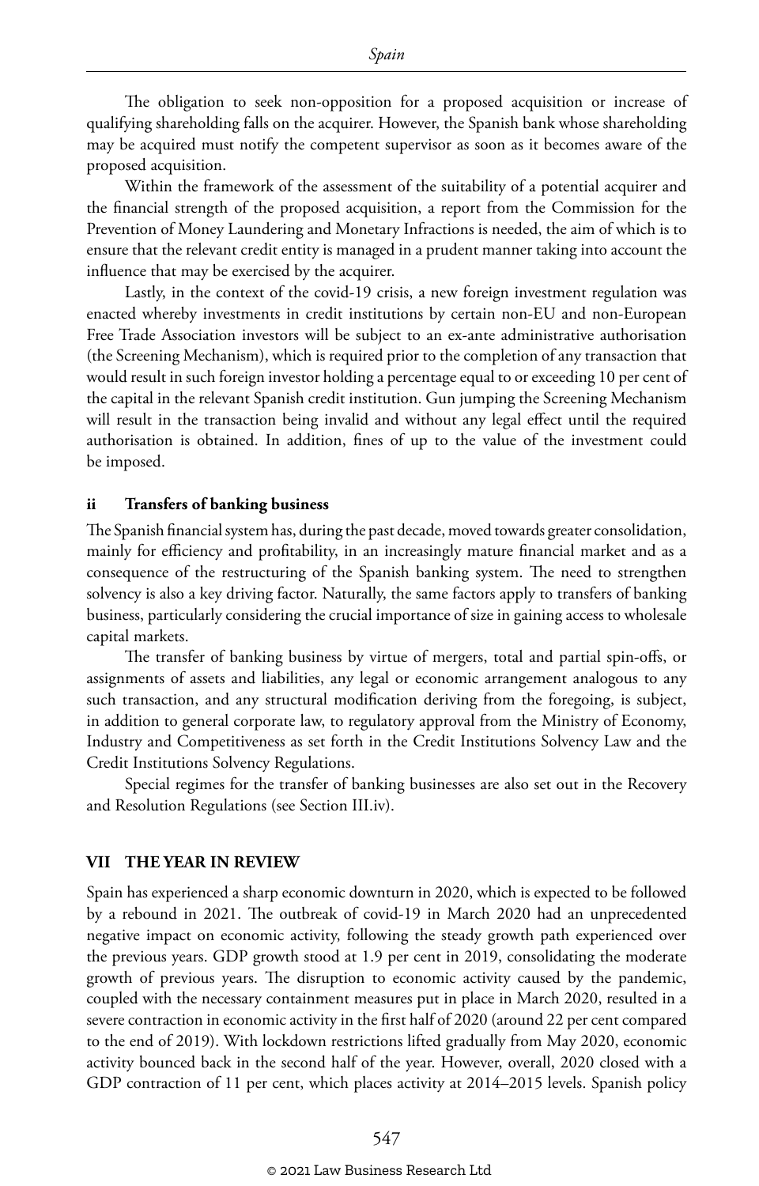The obligation to seek non-opposition for a proposed acquisition or increase of qualifying shareholding falls on the acquirer. However, the Spanish bank whose shareholding may be acquired must notify the competent supervisor as soon as it becomes aware of the proposed acquisition.

Within the framework of the assessment of the suitability of a potential acquirer and the financial strength of the proposed acquisition, a report from the Commission for the Prevention of Money Laundering and Monetary Infractions is needed, the aim of which is to ensure that the relevant credit entity is managed in a prudent manner taking into account the influence that may be exercised by the acquirer.

Lastly, in the context of the covid-19 crisis, a new foreign investment regulation was enacted whereby investments in credit institutions by certain non-EU and non-European Free Trade Association investors will be subject to an ex-ante administrative authorisation (the Screening Mechanism), which is required prior to the completion of any transaction that would result in such foreign investor holding a percentage equal to or exceeding 10 per cent of the capital in the relevant Spanish credit institution. Gun jumping the Screening Mechanism will result in the transaction being invalid and without any legal effect until the required authorisation is obtained. In addition, fines of up to the value of the investment could be imposed.

### ii Transfers of banking business

The Spanish financial system has, during the past decade, moved towards greater consolidation, mainly for efficiency and profitability, in an increasingly mature financial market and as a consequence of the restructuring of the Spanish banking system. The need to strengthen solvency is also a key driving factor. Naturally, the same factors apply to transfers of banking business, particularly considering the crucial importance of size in gaining access to wholesale capital markets.

The transfer of banking business by virtue of mergers, total and partial spin-offs, or assignments of assets and liabilities, any legal or economic arrangement analogous to any such transaction, and any structural modification deriving from the foregoing, is subject, in addition to general corporate law, to regulatory approval from the Ministry of Economy, Industry and Competitiveness as set forth in the Credit Institutions Solvency Law and the Credit Institutions Solvency Regulations.

Special regimes for the transfer of banking businesses are also set out in the Recovery and Resolution Regulations (see Section III.iv).

## VII THE YEAR IN REVIEW

Spain has experienced a sharp economic downturn in 2020, which is expected to be followed by a rebound in 2021. The outbreak of covid-19 in March 2020 had an unprecedented negative impact on economic activity, following the steady growth path experienced over the previous years. GDP growth stood at 1.9 per cent in 2019, consolidating the moderate growth of previous years. The disruption to economic activity caused by the pandemic, coupled with the necessary containment measures put in place in March 2020, resulted in a severe contraction in economic activity in the first half of 2020 (around 22 per cent compared to the end of 2019). With lockdown restrictions lifted gradually from May 2020, economic activity bounced back in the second half of the year. However, overall, 2020 closed with a GDP contraction of 11 per cent, which places activity at 2014–2015 levels. Spanish policy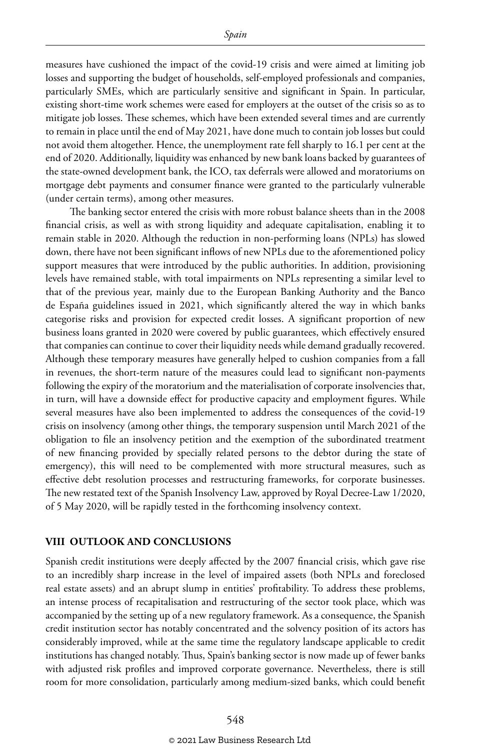measures have cushioned the impact of the covid-19 crisis and were aimed at limiting job losses and supporting the budget of households, self-employed professionals and companies, particularly SMEs, which are particularly sensitive and significant in Spain. In particular, existing short-time work schemes were eased for employers at the outset of the crisis so as to mitigate job losses. These schemes, which have been extended several times and are currently to remain in place until the end of May 2021, have done much to contain job losses but could not avoid them altogether. Hence, the unemployment rate fell sharply to 16.1 per cent at the end of 2020. Additionally, liquidity was enhanced by new bank loans backed by guarantees of the state-owned development bank, the ICO, tax deferrals were allowed and moratoriums on mortgage debt payments and consumer finance were granted to the particularly vulnerable (under certain terms), among other measures.

The banking sector entered the crisis with more robust balance sheets than in the 2008 financial crisis, as well as with strong liquidity and adequate capitalisation, enabling it to remain stable in 2020. Although the reduction in non-performing loans (NPLs) has slowed down, there have not been significant inflows of new NPLs due to the aforementioned policy support measures that were introduced by the public authorities. In addition, provisioning levels have remained stable, with total impairments on NPLs representing a similar level to that of the previous year, mainly due to the European Banking Authority and the Banco de España guidelines issued in 2021, which significantly altered the way in which banks categorise risks and provision for expected credit losses. A significant proportion of new business loans granted in 2020 were covered by public guarantees, which effectively ensured that companies can continue to cover their liquidity needs while demand gradually recovered. Although these temporary measures have generally helped to cushion companies from a fall in revenues, the short-term nature of the measures could lead to significant non-payments following the expiry of the moratorium and the materialisation of corporate insolvencies that, in turn, will have a downside effect for productive capacity and employment figures. While several measures have also been implemented to address the consequences of the covid-19 crisis on insolvency (among other things, the temporary suspension until March 2021 of the obligation to file an insolvency petition and the exemption of the subordinated treatment of new financing provided by specially related persons to the debtor during the state of emergency), this will need to be complemented with more structural measures, such as effective debt resolution processes and restructuring frameworks, for corporate businesses. The new restated text of the Spanish Insolvency Law, approved by Royal Decree-Law 1/2020, of 5 May 2020, will be rapidly tested in the forthcoming insolvency context.

## VIII OUTLOOK AND CONCLUSIONS

Spanish credit institutions were deeply affected by the 2007 financial crisis, which gave rise to an incredibly sharp increase in the level of impaired assets (both NPLs and foreclosed real estate assets) and an abrupt slump in entities' profitability. To address these problems, an intense process of recapitalisation and restructuring of the sector took place, which was accompanied by the setting up of a new regulatory framework. As a consequence, the Spanish credit institution sector has notably concentrated and the solvency position of its actors has considerably improved, while at the same time the regulatory landscape applicable to credit institutions has changed notably. Thus, Spain's banking sector is now made up of fewer banks with adjusted risk profiles and improved corporate governance. Nevertheless, there is still room for more consolidation, particularly among medium-sized banks, which could benefit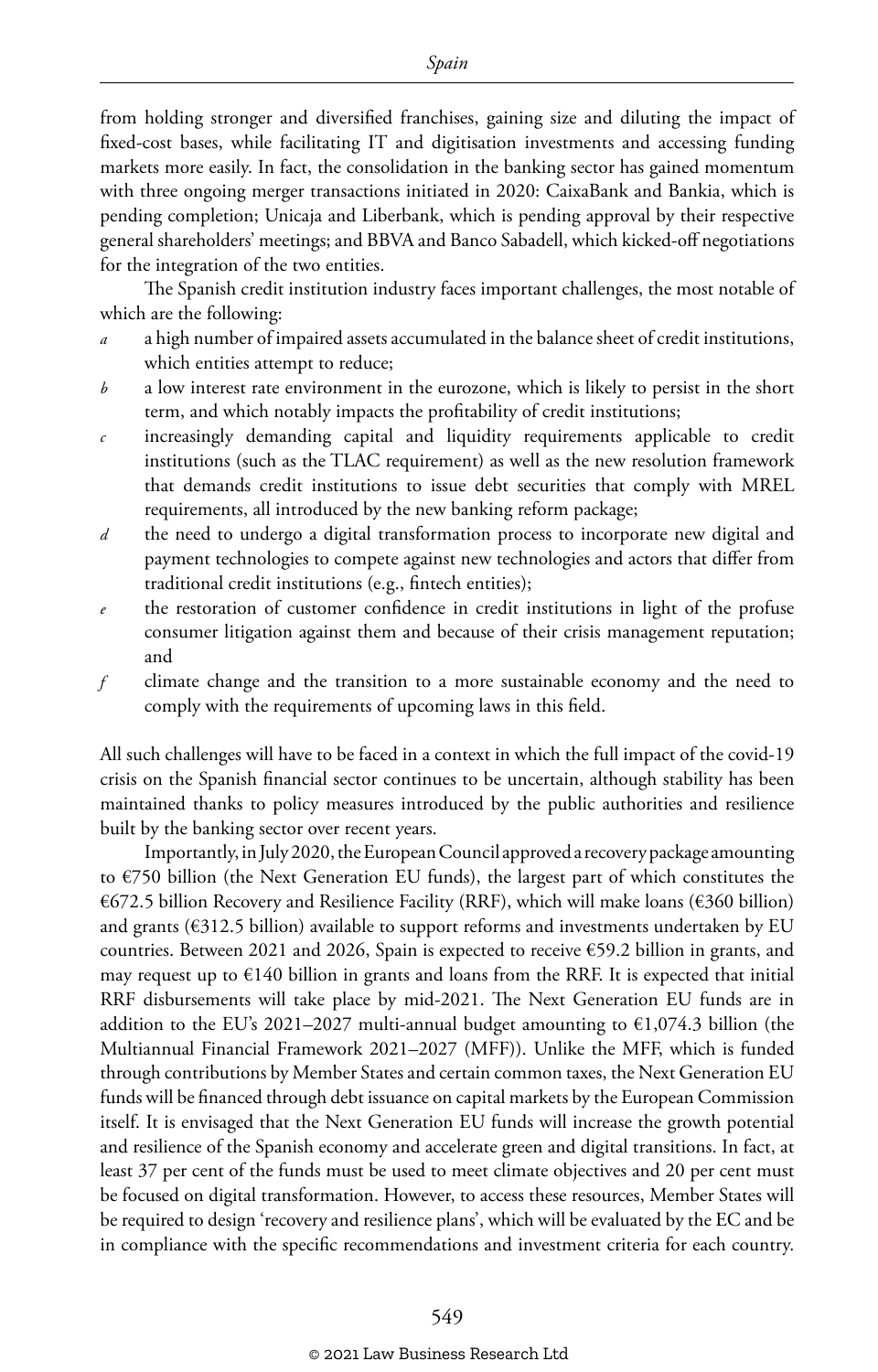from holding stronger and diversified franchises, gaining size and diluting the impact of fixed-cost bases, while facilitating IT and digitisation investments and accessing funding markets more easily. In fact, the consolidation in the banking sector has gained momentum with three ongoing merger transactions initiated in 2020: CaixaBank and Bankia, which is pending completion; Unicaja and Liberbank, which is pending approval by their respective general shareholders' meetings; and BBVA and Banco Sabadell, which kicked-off negotiations for the integration of the two entities.

The Spanish credit institution industry faces important challenges, the most notable of which are the following:

- *a* a high number of impaired assets accumulated in the balance sheet of credit institutions, which entities attempt to reduce;
- *b* a low interest rate environment in the eurozone, which is likely to persist in the short term, and which notably impacts the profitability of credit institutions;
- *c* increasingly demanding capital and liquidity requirements applicable to credit institutions (such as the TLAC requirement) as well as the new resolution framework that demands credit institutions to issue debt securities that comply with MREL requirements, all introduced by the new banking reform package;
- *d* the need to undergo a digital transformation process to incorporate new digital and payment technologies to compete against new technologies and actors that differ from traditional credit institutions (e.g., fintech entities);
- *e* the restoration of customer confidence in credit institutions in light of the profuse consumer litigation against them and because of their crisis management reputation; and
- *f* climate change and the transition to a more sustainable economy and the need to comply with the requirements of upcoming laws in this field.

All such challenges will have to be faced in a context in which the full impact of the covid-19 crisis on the Spanish financial sector continues to be uncertain, although stability has been maintained thanks to policy measures introduced by the public authorities and resilience built by the banking sector over recent years.

Importantly, in July 2020, the European Council approved a recovery package amounting to €750 billion (the Next Generation EU funds), the largest part of which constitutes the €672.5 billion Recovery and Resilience Facility (RRF), which will make loans (€360 billion) and grants (€312.5 billion) available to support reforms and investments undertaken by EU countries. Between 2021 and 2026, Spain is expected to receive €59.2 billion in grants, and may request up to €140 billion in grants and loans from the RRF. It is expected that initial RRF disbursements will take place by mid-2021. The Next Generation EU funds are in addition to the EU's 2021–2027 multi-annual budget amounting to €1,074.3 billion (the Multiannual Financial Framework 2021–2027 (MFF)). Unlike the MFF, which is funded through contributions by Member States and certain common taxes, the Next Generation EU funds will be financed through debt issuance on capital markets by the European Commission itself. It is envisaged that the Next Generation EU funds will increase the growth potential and resilience of the Spanish economy and accelerate green and digital transitions. In fact, at least 37 per cent of the funds must be used to meet climate objectives and 20 per cent must be focused on digital transformation. However, to access these resources, Member States will be required to design 'recovery and resilience plans', which will be evaluated by the EC and be in compliance with the specific recommendations and investment criteria for each country.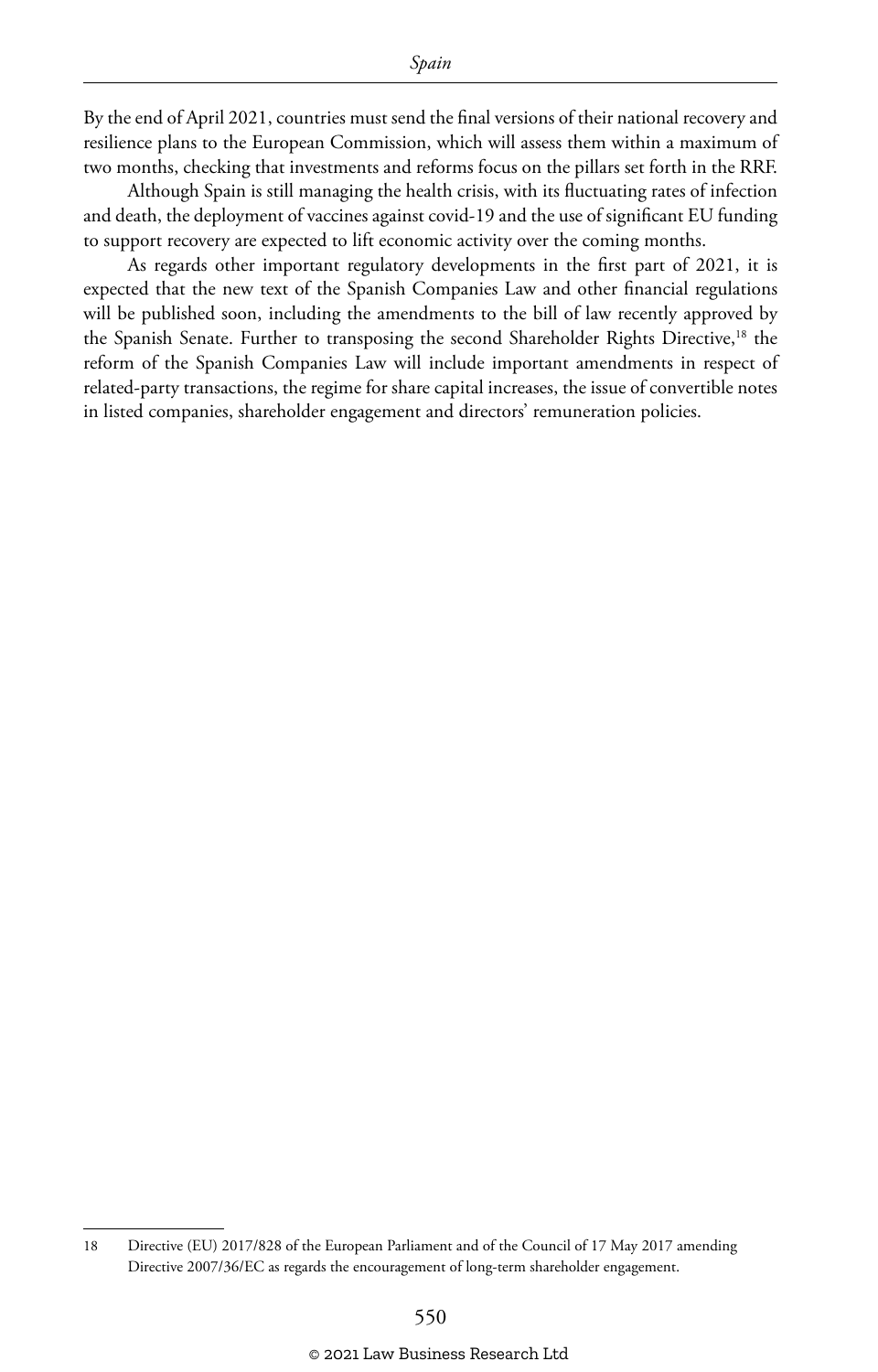By the end of April 2021, countries must send the final versions of their national recovery and resilience plans to the European Commission, which will assess them within a maximum of two months, checking that investments and reforms focus on the pillars set forth in the RRF.

Although Spain is still managing the health crisis, with its fluctuating rates of infection and death, the deployment of vaccines against covid-19 and the use of significant EU funding to support recovery are expected to lift economic activity over the coming months.

As regards other important regulatory developments in the first part of 2021, it is expected that the new text of the Spanish Companies Law and other financial regulations will be published soon, including the amendments to the bill of law recently approved by the Spanish Senate. Further to transposing the second Shareholder Rights Directive,[18] the reform of the Spanish Companies Law will include important amendments in respect of related-party transactions, the regime for share capital increases, the issue of convertible notes in listed companies, shareholder engagement and directors' remuneration policies.

---

18 Directive (EU) 2017/828 of the European Parliament and of the Council of 17 May 2017 amending Directive 2007/36/EC as regards the encouragement of long-term shareholder engagement.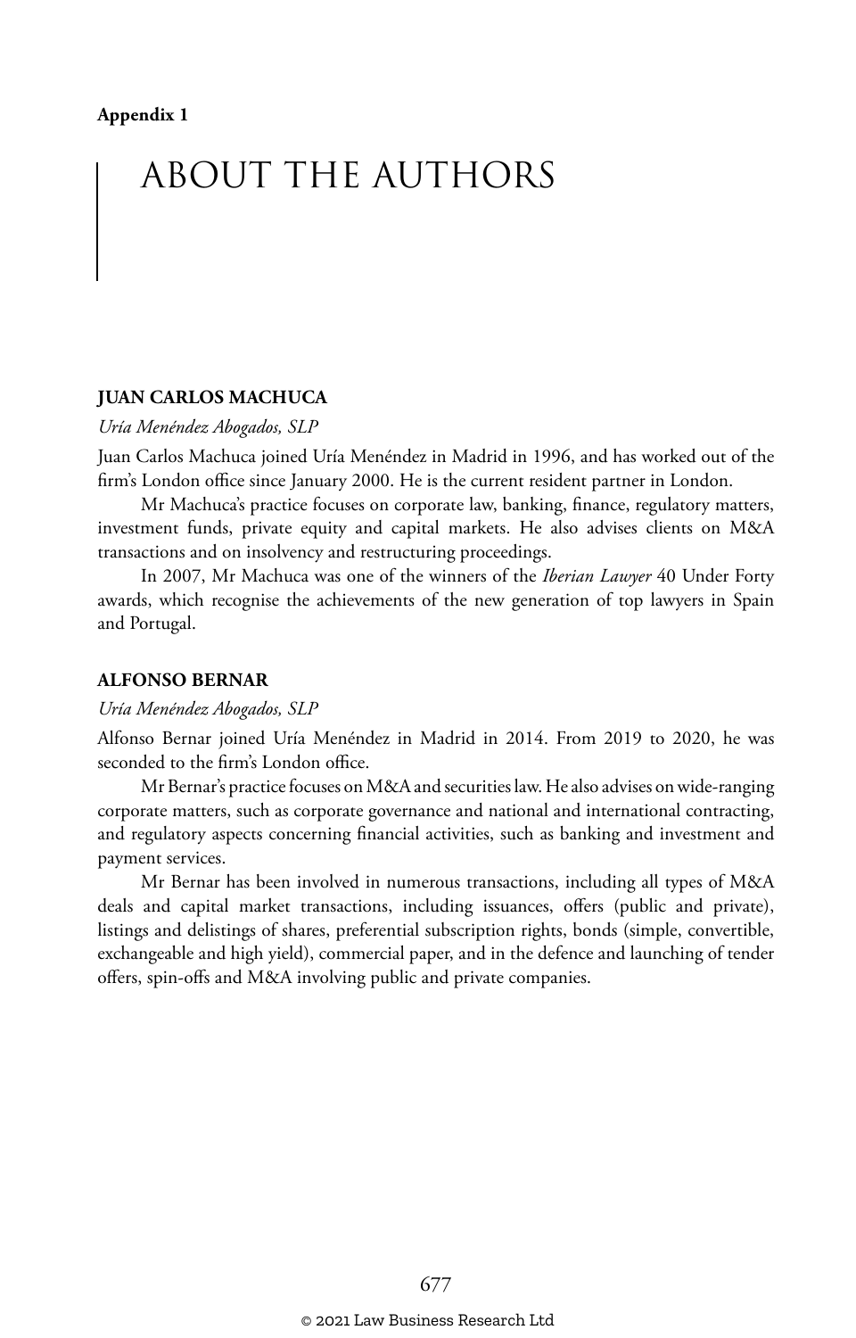**Appendix 1**

# ABOUT THE AUTHORS

## JUAN CARLOS MACHUCA

*Uría Menéndez Abogados, SLP*

Juan Carlos Machuca joined Uría Menéndez in Madrid in 1996, and has worked out of the firm's London office since January 2000. He is the current resident partner in London.

Mr Machuca's practice focuses on corporate law, banking, finance, regulatory matters, investment funds, private equity and capital markets. He also advises clients on M&A transactions and on insolvency and restructuring proceedings.

In 2007, Mr Machuca was one of the winners of the *Iberian Lawyer* 40 Under Forty awards, which recognise the achievements of the new generation of top lawyers in Spain and Portugal.

## ALFONSO BERNAR

*Uría Menéndez Abogados, SLP*

Alfonso Bernar joined Uría Menéndez in Madrid in 2014. From 2019 to 2020, he was seconded to the firm's London office.

Mr Bernar's practice focuses on M&A and securities law. He also advises on wide-ranging corporate matters, such as corporate governance and national and international contracting, and regulatory aspects concerning financial activities, such as banking and investment and payment services.

Mr Bernar has been involved in numerous transactions, including all types of M&A deals and capital market transactions, including issuances, offers (public and private), listings and delistings of shares, preferential subscription rights, bonds (simple, convertible, exchangeable and high yield), commercial paper, and in the defence and launching of tender offers, spin-offs and M&A involving public and private companies.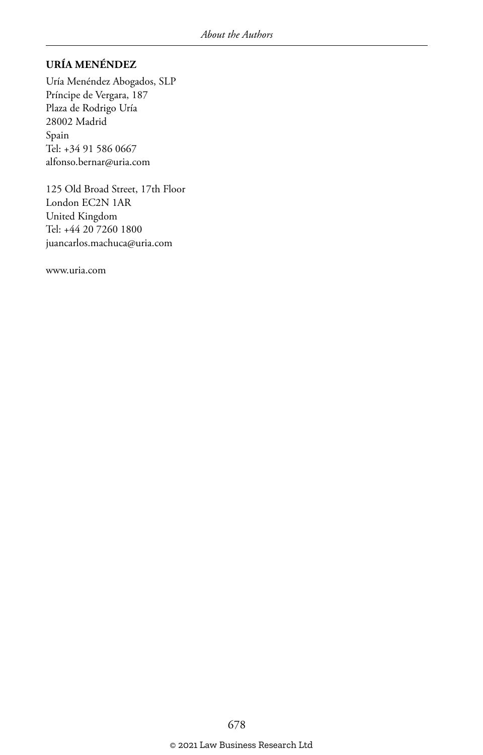**URÍA MENÉNDEZ**

Uría Menéndez Abogados, SLP
Príncipe de Vergara, 187
Plaza de Rodrigo Uría
28002 Madrid
Spain
Tel: +34 91 586 0667
alfonso.bernar@uria.com

125 Old Broad Street, 17th Floor
London EC2N 1AR
United Kingdom
Tel: +44 20 7260 1800
juancarlos.machuca@uria.com

www.uria.com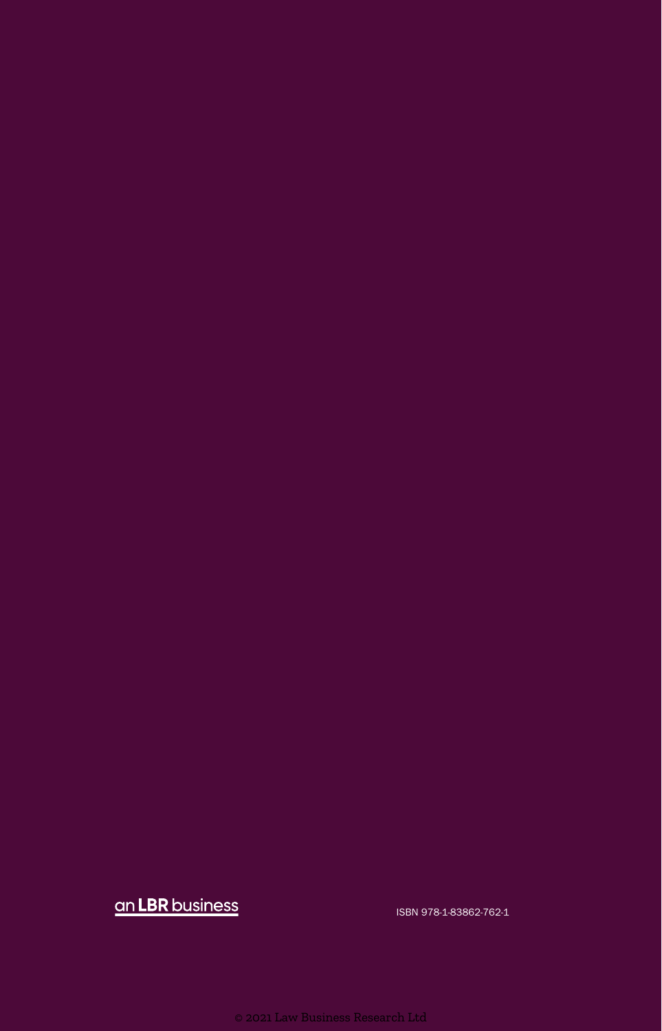an LBR business

ISBN 978-1-83862-762-1

© 2021 Law Business Research Ltd